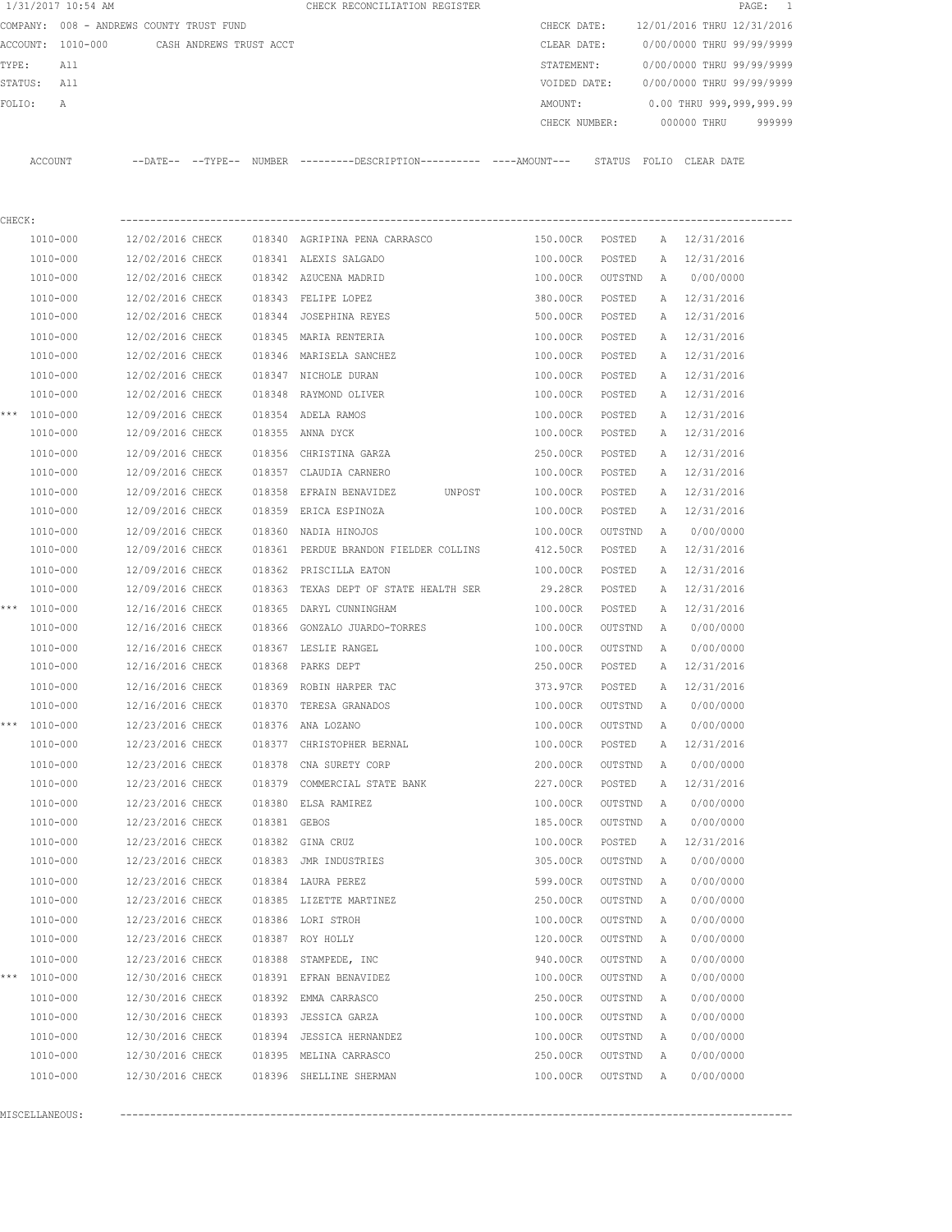# CHECK RECONCILIATION REGISTER

1/31/2017 10:54 AM

COMPANY: 008 - ANDREWS COUNTY TRUST FUND
ACCOUNT: 1010-000 CASH ANDREWS TRUST ACCT
TYPE: All
STATUS: All
FOLIO: A

CHECK DATE: 12/01/2016 THRU 12/31/2016
CLEAR DATE: 0/00/0000 THRU 99/99/9999
STATEMENT: 0/00/0000 THRU 99/99/9999
VOIDED DATE: 0/00/0000 THRU 99/99/9999
AMOUNT: 0.00 THRU 999,999,999.99
CHECK NUMBER: 000000 THRU 999999

CHECK:

| | ACCOUNT | DATE | TYPE | NUMBER | DESCRIPTION | AMOUNT | STATUS | FOLIO | CLEAR DATE |
|---|---|---|---|---|---|---|---|---|---|
| | 1010-000 | 12/02/2016 | CHECK | 018340 | AGRIPINA PENA CARRASCO | 150.00CR | POSTED | A | 12/31/2016 |
| | 1010-000 | 12/02/2016 | CHECK | 018341 | ALEXIS SALGADO | 100.00CR | POSTED | A | 12/31/2016 |
| | 1010-000 | 12/02/2016 | CHECK | 018342 | AZUCENA MADRID | 100.00CR | OUTSTND | A | 0/00/0000 |
| | 1010-000 | 12/02/2016 | CHECK | 018343 | FELIPE LOPEZ | 380.00CR | POSTED | A | 12/31/2016 |
| | 1010-000 | 12/02/2016 | CHECK | 018344 | JOSEPHINA REYES | 500.00CR | POSTED | A | 12/31/2016 |
| | 1010-000 | 12/02/2016 | CHECK | 018345 | MARIA RENTERIA | 100.00CR | POSTED | A | 12/31/2016 |
| | 1010-000 | 12/02/2016 | CHECK | 018346 | MARISELA SANCHEZ | 100.00CR | POSTED | A | 12/31/2016 |
| | 1010-000 | 12/02/2016 | CHECK | 018347 | NICHOLE DURAN | 100.00CR | POSTED | A | 12/31/2016 |
| | 1010-000 | 12/02/2016 | CHECK | 018348 | RAYMOND OLIVER | 100.00CR | POSTED | A | 12/31/2016 |
| *** | 1010-000 | 12/09/2016 | CHECK | 018354 | ADELA RAMOS | 100.00CR | POSTED | A | 12/31/2016 |
| | 1010-000 | 12/09/2016 | CHECK | 018355 | ANNA DYCK | 100.00CR | POSTED | A | 12/31/2016 |
| | 1010-000 | 12/09/2016 | CHECK | 018356 | CHRISTINA GARZA | 250.00CR | POSTED | A | 12/31/2016 |
| | 1010-000 | 12/09/2016 | CHECK | 018357 | CLAUDIA CARNERO | 100.00CR | POSTED | A | 12/31/2016 |
| | 1010-000 | 12/09/2016 | CHECK | 018358 | EFRAIN BENAVIDEZ UNPOST | 100.00CR | POSTED | A | 12/31/2016 |
| | 1010-000 | 12/09/2016 | CHECK | 018359 | ERICA ESPINOZA | 100.00CR | POSTED | A | 12/31/2016 |
| | 1010-000 | 12/09/2016 | CHECK | 018360 | NADIA HINOJOS | 100.00CR | OUTSTND | A | 0/00/0000 |
| | 1010-000 | 12/09/2016 | CHECK | 018361 | PERDUE BRANDON FIELDER COLLINS | 412.50CR | POSTED | A | 12/31/2016 |
| | 1010-000 | 12/09/2016 | CHECK | 018362 | PRISCILLA EATON | 100.00CR | POSTED | A | 12/31/2016 |
| | 1010-000 | 12/09/2016 | CHECK | 018363 | TEXAS DEPT OF STATE HEALTH SER | 29.28CR | POSTED | A | 12/31/2016 |
| *** | 1010-000 | 12/16/2016 | CHECK | 018365 | DARYL CUNNINGHAM | 100.00CR | POSTED | A | 12/31/2016 |
| | 1010-000 | 12/16/2016 | CHECK | 018366 | GONZALO JUARDO-TORRES | 100.00CR | OUTSTND | A | 0/00/0000 |
| | 1010-000 | 12/16/2016 | CHECK | 018367 | LESLIE RANGEL | 100.00CR | OUTSTND | A | 0/00/0000 |
| | 1010-000 | 12/16/2016 | CHECK | 018368 | PARKS DEPT | 250.00CR | POSTED | A | 12/31/2016 |
| | 1010-000 | 12/16/2016 | CHECK | 018369 | ROBIN HARPER TAC | 373.97CR | POSTED | A | 12/31/2016 |
| | 1010-000 | 12/16/2016 | CHECK | 018370 | TERESA GRANADOS | 100.00CR | OUTSTND | A | 0/00/0000 |
| *** | 1010-000 | 12/23/2016 | CHECK | 018376 | ANA LOZANO | 100.00CR | OUTSTND | A | 0/00/0000 |
| | 1010-000 | 12/23/2016 | CHECK | 018377 | CHRISTOPHER BERNAL | 100.00CR | POSTED | A | 12/31/2016 |
| | 1010-000 | 12/23/2016 | CHECK | 018378 | CNA SURETY CORP | 200.00CR | OUTSTND | A | 0/00/0000 |
| | 1010-000 | 12/23/2016 | CHECK | 018379 | COMMERCIAL STATE BANK | 227.00CR | POSTED | A | 12/31/2016 |
| | 1010-000 | 12/23/2016 | CHECK | 018380 | ELSA RAMIREZ | 100.00CR | OUTSTND | A | 0/00/0000 |
| | 1010-000 | 12/23/2016 | CHECK | 018381 | GEBOS | 185.00CR | OUTSTND | A | 0/00/0000 |
| | 1010-000 | 12/23/2016 | CHECK | 018382 | GINA CRUZ | 100.00CR | POSTED | A | 12/31/2016 |
| | 1010-000 | 12/23/2016 | CHECK | 018383 | JMR INDUSTRIES | 305.00CR | OUTSTND | A | 0/00/0000 |
| | 1010-000 | 12/23/2016 | CHECK | 018384 | LAURA PEREZ | 599.00CR | OUTSTND | A | 0/00/0000 |
| | 1010-000 | 12/23/2016 | CHECK | 018385 | LIZETTE MARTINEZ | 250.00CR | OUTSTND | A | 0/00/0000 |
| | 1010-000 | 12/23/2016 | CHECK | 018386 | LORI STROH | 100.00CR | OUTSTND | A | 0/00/0000 |
| | 1010-000 | 12/23/2016 | CHECK | 018387 | ROY HOLLY | 120.00CR | OUTSTND | A | 0/00/0000 |
| | 1010-000 | 12/23/2016 | CHECK | 018388 | STAMPEDE, INC | 940.00CR | OUTSTND | A | 0/00/0000 |
| *** | 1010-000 | 12/30/2016 | CHECK | 018391 | EFRAN BENAVIDEZ | 100.00CR | OUTSTND | A | 0/00/0000 |
| | 1010-000 | 12/30/2016 | CHECK | 018392 | EMMA CARRASCO | 250.00CR | OUTSTND | A | 0/00/0000 |
| | 1010-000 | 12/30/2016 | CHECK | 018393 | JESSICA GARZA | 100.00CR | OUTSTND | A | 0/00/0000 |
| | 1010-000 | 12/30/2016 | CHECK | 018394 | JESSICA HERNANDEZ | 100.00CR | OUTSTND | A | 0/00/0000 |
| | 1010-000 | 12/30/2016 | CHECK | 018395 | MELINA CARRASCO | 250.00CR | OUTSTND | A | 0/00/0000 |
| | 1010-000 | 12/30/2016 | CHECK | 018396 | SHELLINE SHERMAN | 100.00CR | OUTSTND | A | 0/00/0000 |

MISCELLANEOUS: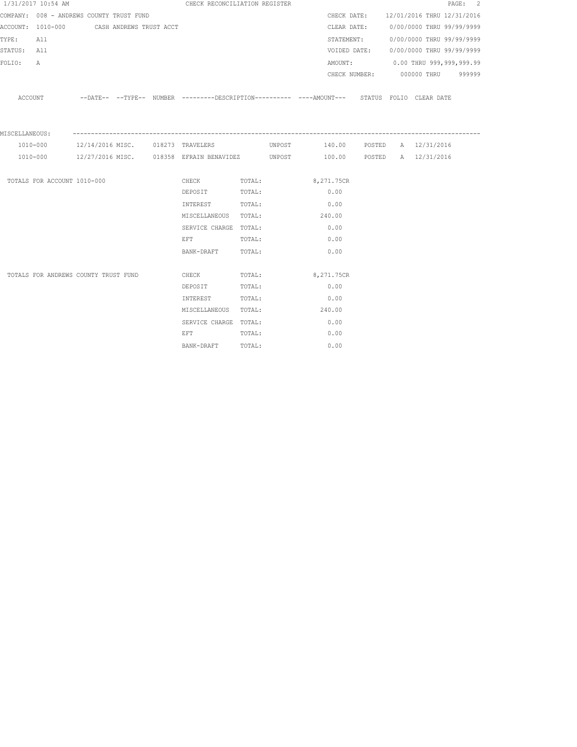CHECK RECONCILIATION REGISTER

COMPANY: 008 - ANDREWS COUNTY TRUST FUND
ACCOUNT: 1010-000 CASH ANDREWS TRUST ACCT
TYPE: All
STATUS: All
FOLIO: A

CHECK DATE: 12/01/2016 THRU 12/31/2016
CLEAR DATE: 0/00/0000 THRU 99/99/9999
STATEMENT: 0/00/0000 THRU 99/99/9999
VOIDED DATE: 0/00/0000 THRU 99/99/9999
AMOUNT: 0.00 THRU 999,999,999.99
CHECK NUMBER: 000000 THRU 999999

| ACCOUNT | DATE | TYPE | NUMBER | DESCRIPTION | | AMOUNT | STATUS | FOLIO | CLEAR DATE |
|---|---|---|---|---|---|---|---|---|---|
| MISCELLANEOUS: | | | | | | | | | |
| 1010-000 | 12/14/2016 | MISC. | 018273 | TRAVELERS | UNPOST | 140.00 | POSTED | A | 12/31/2016 |
| 1010-000 | 12/27/2016 | MISC. | 018358 | EFRAIN BENAVIDEZ | UNPOST | 100.00 | POSTED | A | 12/31/2016 |

| TOTALS FOR ACCOUNT 1010-000 | | |
|---|---|---|
| CHECK | TOTAL: | 8,271.75CR |
| DEPOSIT | TOTAL: | 0.00 |
| INTEREST | TOTAL: | 0.00 |
| MISCELLANEOUS | TOTAL: | 240.00 |
| SERVICE CHARGE | TOTAL: | 0.00 |
| EFT | TOTAL: | 0.00 |
| BANK-DRAFT | TOTAL: | 0.00 |

| TOTALS FOR ANDREWS COUNTY TRUST FUND | | |
|---|---|---|
| CHECK | TOTAL: | 8,271.75CR |
| DEPOSIT | TOTAL: | 0.00 |
| INTEREST | TOTAL: | 0.00 |
| MISCELLANEOUS | TOTAL: | 240.00 |
| SERVICE CHARGE | TOTAL: | 0.00 |
| EFT | TOTAL: | 0.00 |
| BANK-DRAFT | TOTAL: | 0.00 |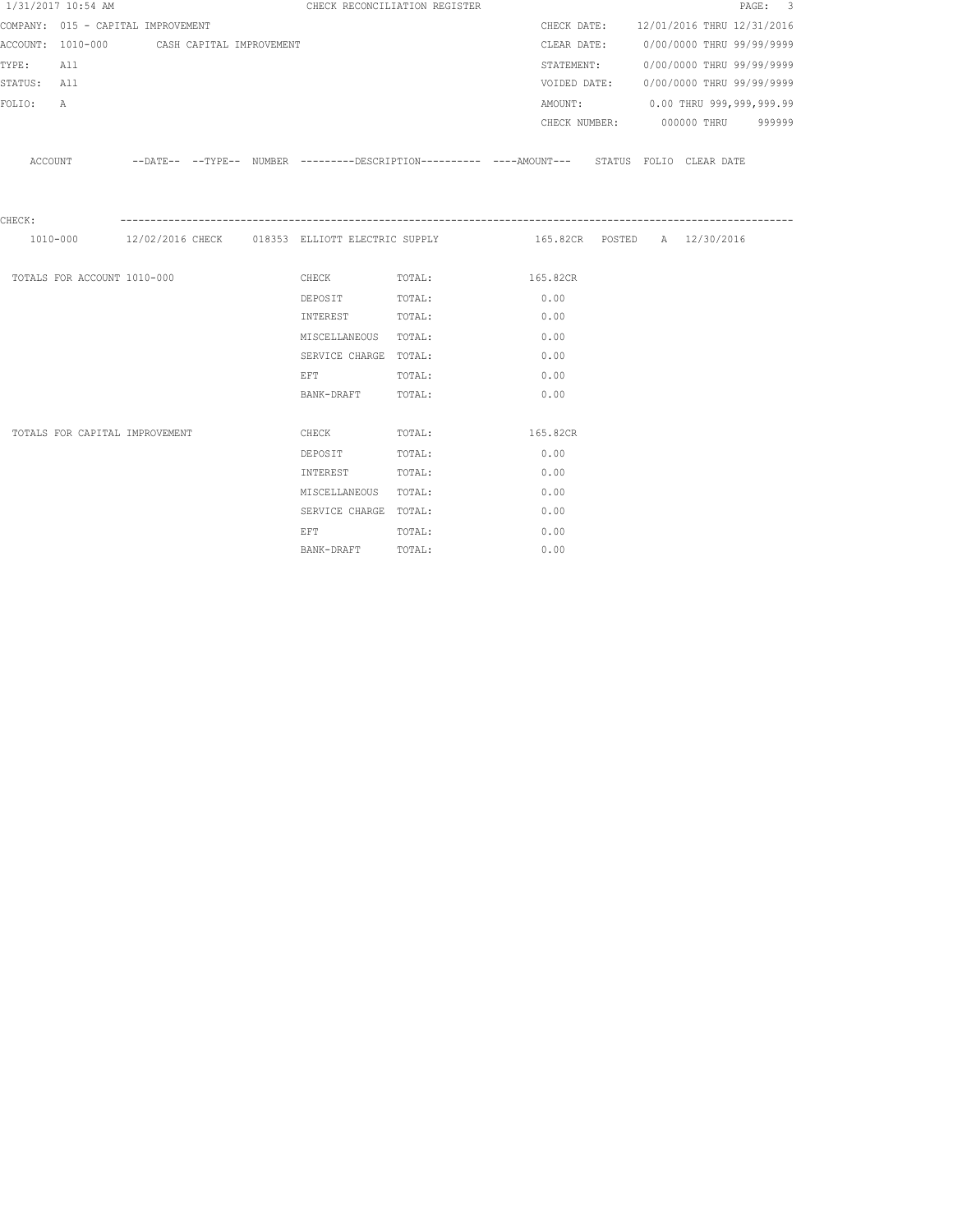1/31/2017 10:54 AM CHECK RECONCILIATION REGISTER

COMPANY: 015 - CAPITAL IMPROVEMENT
ACCOUNT: 1010-000 CASH CAPITAL IMPROVEMENT
TYPE: All
STATUS: All
FOLIO: A

CHECK DATE: 12/01/2016 THRU 12/31/2016
CLEAR DATE: 0/00/0000 THRU 99/99/9999
STATEMENT: 0/00/0000 THRU 99/99/9999
VOIDED DATE: 0/00/0000 THRU 99/99/9999
AMOUNT: 0.00 THRU 999,999,999.99
CHECK NUMBER: 000000 THRU 999999

| ACCOUNT | --DATE-- | --TYPE-- | NUMBER | ---------DESCRIPTION---------- | ----AMOUNT--- | STATUS | FOLIO | CLEAR DATE |
|---|---|---|---|---|---|---|---|---|
| CHECK: | | | | | | | | |
| 1010-000 | 12/02/2016 | CHECK | 018353 | ELLIOTT ELECTRIC SUPPLY | 165.82CR | POSTED | A | 12/30/2016 |

| | | | |
|---|---|---|---|
| TOTALS FOR ACCOUNT 1010-000 | CHECK | TOTAL: | 165.82CR |
| | DEPOSIT | TOTAL: | 0.00 |
| | INTEREST | TOTAL: | 0.00 |
| | MISCELLANEOUS | TOTAL: | 0.00 |
| | SERVICE CHARGE | TOTAL: | 0.00 |
| | EFT | TOTAL: | 0.00 |
| | BANK-DRAFT | TOTAL: | 0.00 |
| TOTALS FOR CAPITAL IMPROVEMENT | CHECK | TOTAL: | 165.82CR |
| | DEPOSIT | TOTAL: | 0.00 |
| | INTEREST | TOTAL: | 0.00 |
| | MISCELLANEOUS | TOTAL: | 0.00 |
| | SERVICE CHARGE | TOTAL: | 0.00 |
| | EFT | TOTAL: | 0.00 |
| | BANK-DRAFT | TOTAL: | 0.00 |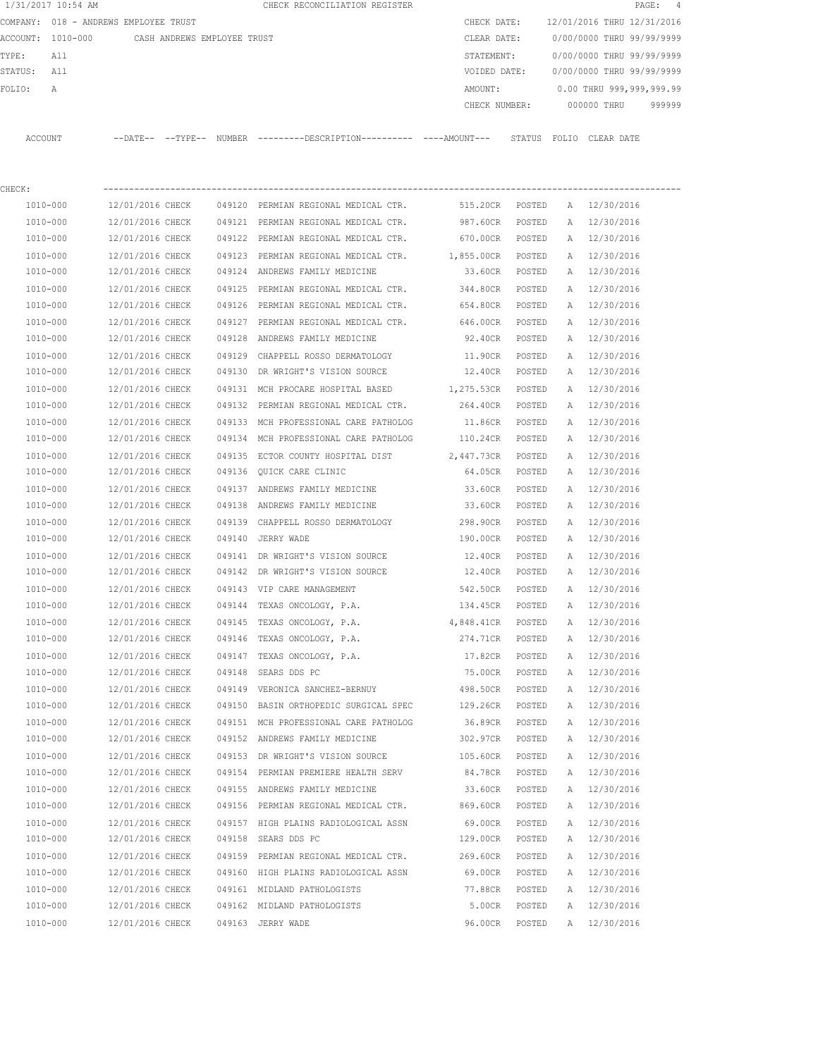1/31/2017 10:54 AM CHECK RECONCILIATION REGISTER

COMPANY: 018 - ANDREWS EMPLOYEE TRUST

ACCOUNT: 1010-000 CASH ANDREWS EMPLOYEE TRUST

TYPE: All

STATUS: All

FOLIO: A

CHECK DATE: 12/01/2016 THRU 12/31/2016

CLEAR DATE: 0/00/0000 THRU 99/99/9999

STATEMENT: 0/00/0000 THRU 99/99/9999

VOIDED DATE: 0/00/0000 THRU 99/99/9999

AMOUNT: 0.00 THRU 999,999,999.99

CHECK NUMBER: 000000 THRU 999999

CHECK:

| ACCOUNT | --DATE-- | --TYPE-- | NUMBER | ---------DESCRIPTION---------- | ----AMOUNT--- | STATUS | FOLIO | CLEAR DATE |
|---|---|---|---|---|---|---|---|---|
| 1010-000 | 12/01/2016 | CHECK | 049120 | PERMIAN REGIONAL MEDICAL CTR. | 515.20CR | POSTED | A | 12/30/2016 |
| 1010-000 | 12/01/2016 | CHECK | 049121 | PERMIAN REGIONAL MEDICAL CTR. | 987.60CR | POSTED | A | 12/30/2016 |
| 1010-000 | 12/01/2016 | CHECK | 049122 | PERMIAN REGIONAL MEDICAL CTR. | 670.00CR | POSTED | A | 12/30/2016 |
| 1010-000 | 12/01/2016 | CHECK | 049123 | PERMIAN REGIONAL MEDICAL CTR. | 1,855.00CR | POSTED | A | 12/30/2016 |
| 1010-000 | 12/01/2016 | CHECK | 049124 | ANDREWS FAMILY MEDICINE | 33.60CR | POSTED | A | 12/30/2016 |
| 1010-000 | 12/01/2016 | CHECK | 049125 | PERMIAN REGIONAL MEDICAL CTR. | 344.80CR | POSTED | A | 12/30/2016 |
| 1010-000 | 12/01/2016 | CHECK | 049126 | PERMIAN REGIONAL MEDICAL CTR. | 654.80CR | POSTED | A | 12/30/2016 |
| 1010-000 | 12/01/2016 | CHECK | 049127 | PERMIAN REGIONAL MEDICAL CTR. | 646.00CR | POSTED | A | 12/30/2016 |
| 1010-000 | 12/01/2016 | CHECK | 049128 | ANDREWS FAMILY MEDICINE | 92.40CR | POSTED | A | 12/30/2016 |
| 1010-000 | 12/01/2016 | CHECK | 049129 | CHAPPELL ROSSO DERMATOLOGY | 11.90CR | POSTED | A | 12/30/2016 |
| 1010-000 | 12/01/2016 | CHECK | 049130 | DR WRIGHT'S VISION SOURCE | 12.40CR | POSTED | A | 12/30/2016 |
| 1010-000 | 12/01/2016 | CHECK | 049131 | MCH PROCARE HOSPITAL BASED | 1,275.53CR | POSTED | A | 12/30/2016 |
| 1010-000 | 12/01/2016 | CHECK | 049132 | PERMIAN REGIONAL MEDICAL CTR. | 264.40CR | POSTED | A | 12/30/2016 |
| 1010-000 | 12/01/2016 | CHECK | 049133 | MCH PROFESSIONAL CARE PATHOLOG | 11.86CR | POSTED | A | 12/30/2016 |
| 1010-000 | 12/01/2016 | CHECK | 049134 | MCH PROFESSIONAL CARE PATHOLOG | 110.24CR | POSTED | A | 12/30/2016 |
| 1010-000 | 12/01/2016 | CHECK | 049135 | ECTOR COUNTY HOSPITAL DIST | 2,447.73CR | POSTED | A | 12/30/2016 |
| 1010-000 | 12/01/2016 | CHECK | 049136 | QUICK CARE CLINIC | 64.05CR | POSTED | A | 12/30/2016 |
| 1010-000 | 12/01/2016 | CHECK | 049137 | ANDREWS FAMILY MEDICINE | 33.60CR | POSTED | A | 12/30/2016 |
| 1010-000 | 12/01/2016 | CHECK | 049138 | ANDREWS FAMILY MEDICINE | 33.60CR | POSTED | A | 12/30/2016 |
| 1010-000 | 12/01/2016 | CHECK | 049139 | CHAPPELL ROSSO DERMATOLOGY | 298.90CR | POSTED | A | 12/30/2016 |
| 1010-000 | 12/01/2016 | CHECK | 049140 | JERRY WADE | 190.00CR | POSTED | A | 12/30/2016 |
| 1010-000 | 12/01/2016 | CHECK | 049141 | DR WRIGHT'S VISION SOURCE | 12.40CR | POSTED | A | 12/30/2016 |
| 1010-000 | 12/01/2016 | CHECK | 049142 | DR WRIGHT'S VISION SOURCE | 12.40CR | POSTED | A | 12/30/2016 |
| 1010-000 | 12/01/2016 | CHECK | 049143 | VIP CARE MANAGEMENT | 542.50CR | POSTED | A | 12/30/2016 |
| 1010-000 | 12/01/2016 | CHECK | 049144 | TEXAS ONCOLOGY, P.A. | 134.45CR | POSTED | A | 12/30/2016 |
| 1010-000 | 12/01/2016 | CHECK | 049145 | TEXAS ONCOLOGY, P.A. | 4,848.41CR | POSTED | A | 12/30/2016 |
| 1010-000 | 12/01/2016 | CHECK | 049146 | TEXAS ONCOLOGY, P.A. | 274.71CR | POSTED | A | 12/30/2016 |
| 1010-000 | 12/01/2016 | CHECK | 049147 | TEXAS ONCOLOGY, P.A. | 17.82CR | POSTED | A | 12/30/2016 |
| 1010-000 | 12/01/2016 | CHECK | 049148 | SEARS DDS PC | 75.00CR | POSTED | A | 12/30/2016 |
| 1010-000 | 12/01/2016 | CHECK | 049149 | VERONICA SANCHEZ-BERNUY | 498.50CR | POSTED | A | 12/30/2016 |
| 1010-000 | 12/01/2016 | CHECK | 049150 | BASIN ORTHOPEDIC SURGICAL SPEC | 129.26CR | POSTED | A | 12/30/2016 |
| 1010-000 | 12/01/2016 | CHECK | 049151 | MCH PROFESSIONAL CARE PATHOLOG | 36.89CR | POSTED | A | 12/30/2016 |
| 1010-000 | 12/01/2016 | CHECK | 049152 | ANDREWS FAMILY MEDICINE | 302.97CR | POSTED | A | 12/30/2016 |
| 1010-000 | 12/01/2016 | CHECK | 049153 | DR WRIGHT'S VISION SOURCE | 105.60CR | POSTED | A | 12/30/2016 |
| 1010-000 | 12/01/2016 | CHECK | 049154 | PERMIAN PREMIERE HEALTH SERV | 84.78CR | POSTED | A | 12/30/2016 |
| 1010-000 | 12/01/2016 | CHECK | 049155 | ANDREWS FAMILY MEDICINE | 33.60CR | POSTED | A | 12/30/2016 |
| 1010-000 | 12/01/2016 | CHECK | 049156 | PERMIAN REGIONAL MEDICAL CTR. | 869.60CR | POSTED | A | 12/30/2016 |
| 1010-000 | 12/01/2016 | CHECK | 049157 | HIGH PLAINS RADIOLOGICAL ASSN | 69.00CR | POSTED | A | 12/30/2016 |
| 1010-000 | 12/01/2016 | CHECK | 049158 | SEARS DDS PC | 129.00CR | POSTED | A | 12/30/2016 |
| 1010-000 | 12/01/2016 | CHECK | 049159 | PERMIAN REGIONAL MEDICAL CTR. | 269.60CR | POSTED | A | 12/30/2016 |
| 1010-000 | 12/01/2016 | CHECK | 049160 | HIGH PLAINS RADIOLOGICAL ASSN | 69.00CR | POSTED | A | 12/30/2016 |
| 1010-000 | 12/01/2016 | CHECK | 049161 | MIDLAND PATHOLOGISTS | 77.88CR | POSTED | A | 12/30/2016 |
| 1010-000 | 12/01/2016 | CHECK | 049162 | MIDLAND PATHOLOGISTS | 5.00CR | POSTED | A | 12/30/2016 |
| 1010-000 | 12/01/2016 | CHECK | 049163 | JERRY WADE | 96.00CR | POSTED | A | 12/30/2016 |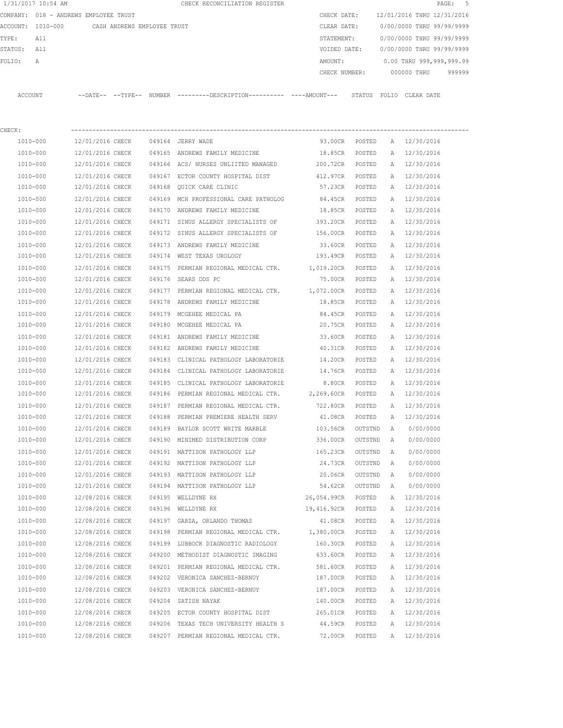1/31/2017 10:54 AM CHECK RECONCILIATION REGISTER

COMPANY: 018 - ANDREWS EMPLOYEE TRUST

ACCOUNT: 1010-000 CASH ANDREWS EMPLOYEE TRUST

TYPE: All

STATUS: All

FOLIO: A

CHECK DATE: 12/01/2016 THRU 12/31/2016

CLEAR DATE: 0/00/0000 THRU 99/99/9999

STATEMENT: 0/00/0000 THRU 99/99/9999

VOIDED DATE: 0/00/0000 THRU 99/99/9999

AMOUNT: 0.00 THRU 999,999,999.99

CHECK NUMBER: 000000 THRU 999999

CHECK:

| ACCOUNT | --DATE-- | --TYPE-- | NUMBER | ---------DESCRIPTION---------- | ----AMOUNT--- | STATUS | FOLIO | CLEAR DATE |
|---|---|---|---|---|---|---|---|---|
| 1010-000 | 12/01/2016 | CHECK | 049164 | JERRY WADE | 93.00CR | POSTED | A | 12/30/2016 |
| 1010-000 | 12/01/2016 | CHECK | 049165 | ANDREWS FAMILY MEDICINE | 18.85CR | POSTED | A | 12/30/2016 |
| 1010-000 | 12/01/2016 | CHECK | 049166 | ACS/ NURSES UNLIITED MANAGED | 200.72CR | POSTED | A | 12/30/2016 |
| 1010-000 | 12/01/2016 | CHECK | 049167 | ECTOR COUNTY HOSPITAL DIST | 412.97CR | POSTED | A | 12/30/2016 |
| 1010-000 | 12/01/2016 | CHECK | 049168 | QUICK CARE CLINIC | 57.23CR | POSTED | A | 12/30/2016 |
| 1010-000 | 12/01/2016 | CHECK | 049169 | MCH PROFESSIONAL CARE PATHOLOG | 84.45CR | POSTED | A | 12/30/2016 |
| 1010-000 | 12/01/2016 | CHECK | 049170 | ANDREWS FAMILY MEDICINE | 18.85CR | POSTED | A | 12/30/2016 |
| 1010-000 | 12/01/2016 | CHECK | 049171 | SINUS ALLERGY SPECIALISTS OF | 393.20CR | POSTED | A | 12/30/2016 |
| 1010-000 | 12/01/2016 | CHECK | 049172 | SINUS ALLERGY SPECIALISTS OF | 156.00CR | POSTED | A | 12/30/2016 |
| 1010-000 | 12/01/2016 | CHECK | 049173 | ANDREWS FAMILY MEDICINE | 33.60CR | POSTED | A | 12/30/2016 |
| 1010-000 | 12/01/2016 | CHECK | 049174 | WEST TEXAS UROLOGY | 193.49CR | POSTED | A | 12/30/2016 |
| 1010-000 | 12/01/2016 | CHECK | 049175 | PERMIAN REGIONAL MEDICAL CTR. | 1,019.20CR | POSTED | A | 12/30/2016 |
| 1010-000 | 12/01/2016 | CHECK | 049176 | SEARS DDS PC | 75.00CR | POSTED | A | 12/30/2016 |
| 1010-000 | 12/01/2016 | CHECK | 049177 | PERMIAN REGIONAL MEDICAL CTR. | 1,072.00CR | POSTED | A | 12/30/2016 |
| 1010-000 | 12/01/2016 | CHECK | 049178 | ANDREWS FAMILY MEDICINE | 18.85CR | POSTED | A | 12/30/2016 |
| 1010-000 | 12/01/2016 | CHECK | 049179 | MCGEHEE MEDICAL PA | 84.45CR | POSTED | A | 12/30/2016 |
| 1010-000 | 12/01/2016 | CHECK | 049180 | MCGEHEE MEDICAL PA | 20.75CR | POSTED | A | 12/30/2016 |
| 1010-000 | 12/01/2016 | CHECK | 049181 | ANDREWS FAMILY MEDICINE | 33.60CR | POSTED | A | 12/30/2016 |
| 1010-000 | 12/01/2016 | CHECK | 049182 | ANDREWS FAMILY MEDICINE | 40.31CR | POSTED | A | 12/30/2016 |
| 1010-000 | 12/01/2016 | CHECK | 049183 | CLINICAL PATHOLOGY LABORATORIE | 14.20CR | POSTED | A | 12/30/2016 |
| 1010-000 | 12/01/2016 | CHECK | 049184 | CLINICAL PATHOLOGY LABORATORIE | 14.76CR | POSTED | A | 12/30/2016 |
| 1010-000 | 12/01/2016 | CHECK | 049185 | CLINICAL PATHOLOGY LABORATORIE | 8.80CR | POSTED | A | 12/30/2016 |
| 1010-000 | 12/01/2016 | CHECK | 049186 | PERMIAN REGIONAL MEDICAL CTR. | 2,269.60CR | POSTED | A | 12/30/2016 |
| 1010-000 | 12/01/2016 | CHECK | 049187 | PERMIAN REGIONAL MEDICAL CTR. | 722.80CR | POSTED | A | 12/30/2016 |
| 1010-000 | 12/01/2016 | CHECK | 049188 | PERMIAN PREMIERE HEALTH SERV | 41.08CR | POSTED | A | 12/30/2016 |
| 1010-000 | 12/01/2016 | CHECK | 049189 | BAYLOR SCOTT WHITE MARBLE | 103.56CR | OUTSTND | A | 0/00/0000 |
| 1010-000 | 12/01/2016 | CHECK | 049190 | MINIMED DISTRIBUTION CORP | 336.00CR | OUTSTND | A | 0/00/0000 |
| 1010-000 | 12/01/2016 | CHECK | 049191 | MATTISON PATHOLOGY LLP | 165.23CR | OUTSTND | A | 0/00/0000 |
| 1010-000 | 12/01/2016 | CHECK | 049192 | MATTISON PATHOLOGY LLP | 24.73CR | OUTSTND | A | 0/00/0000 |
| 1010-000 | 12/01/2016 | CHECK | 049193 | MATTISON PATHOLOGY LLP | 20.06CR | OUTSTND | A | 0/00/0000 |
| 1010-000 | 12/01/2016 | CHECK | 049194 | MATTISON PATHOLOGY LLP | 54.62CR | OUTSTND | A | 0/00/0000 |
| 1010-000 | 12/08/2016 | CHECK | 049195 | WELLDYNE RX | 26,054.99CR | POSTED | A | 12/30/2016 |
| 1010-000 | 12/08/2016 | CHECK | 049196 | WELLDYNE RX | 19,416.92CR | POSTED | A | 12/30/2016 |
| 1010-000 | 12/08/2016 | CHECK | 049197 | GARZA, ORLANDO THOMAS | 41.08CR | POSTED | A | 12/30/2016 |
| 1010-000 | 12/08/2016 | CHECK | 049198 | PERMIAN REGIONAL MEDICAL CTR. | 1,380.00CR | POSTED | A | 12/30/2016 |
| 1010-000 | 12/08/2016 | CHECK | 049199 | LUBBOCK DIAGNOSTIC RADIOLOGY | 160.30CR | POSTED | A | 12/30/2016 |
| 1010-000 | 12/08/2016 | CHECK | 049200 | METHODIST DIAGNOSTIC IMAGING | 633.60CR | POSTED | A | 12/30/2016 |
| 1010-000 | 12/08/2016 | CHECK | 049201 | PERMIAN REGIONAL MEDICAL CTR. | 581.60CR | POSTED | A | 12/30/2016 |
| 1010-000 | 12/08/2016 | CHECK | 049202 | VERONICA SANCHEZ-BERNUY | 187.00CR | POSTED | A | 12/30/2016 |
| 1010-000 | 12/08/2016 | CHECK | 049203 | VERONICA SANCHEZ-BERNUY | 187.00CR | POSTED | A | 12/30/2016 |
| 1010-000 | 12/08/2016 | CHECK | 049204 | SATISH NAYAK | 140.00CR | POSTED | A | 12/30/2016 |
| 1010-000 | 12/08/2016 | CHECK | 049205 | ECTOR COUNTY HOSPITAL DIST | 265.01CR | POSTED | A | 12/30/2016 |
| 1010-000 | 12/08/2016 | CHECK | 049206 | TEXAS TECH UNIVERSITY HEALTH S | 44.59CR | POSTED | A | 12/30/2016 |
| 1010-000 | 12/08/2016 | CHECK | 049207 | PERMIAN REGIONAL MEDICAL CTR. | 72.00CR | POSTED | A | 12/30/2016 |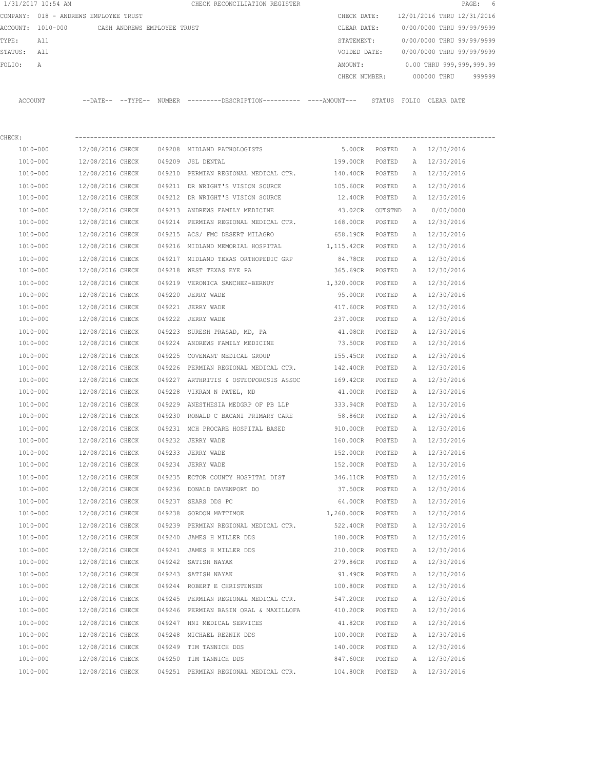1/31/2017 10:54 AM CHECK RECONCILIATION REGISTER

COMPANY: 018 - ANDREWS EMPLOYEE TRUST

ACCOUNT: 1010-000 CASH ANDREWS EMPLOYEE TRUST

TYPE: All

STATUS: All

FOLIO: A

CHECK DATE: 12/01/2016 THRU 12/31/2016

CLEAR DATE: 0/00/0000 THRU 99/99/9999

STATEMENT: 0/00/0000 THRU 99/99/9999

VOIDED DATE: 0/00/0000 THRU 99/99/9999

AMOUNT: 0.00 THRU 999,999,999.99

CHECK NUMBER: 000000 THRU 999999

CHECK:

| ACCOUNT | --DATE-- | --TYPE-- | NUMBER | ---------DESCRIPTION---------- | ----AMOUNT--- | STATUS | FOLIO | CLEAR DATE |
|---|---|---|---|---|---|---|---|---|
| 1010-000 | 12/08/2016 | CHECK | 049208 | MIDLAND PATHOLOGISTS | 5.00CR | POSTED | A | 12/30/2016 |
| 1010-000 | 12/08/2016 | CHECK | 049209 | JSL DENTAL | 199.00CR | POSTED | A | 12/30/2016 |
| 1010-000 | 12/08/2016 | CHECK | 049210 | PERMIAN REGIONAL MEDICAL CTR. | 140.40CR | POSTED | A | 12/30/2016 |
| 1010-000 | 12/08/2016 | CHECK | 049211 | DR WRIGHT'S VISION SOURCE | 105.60CR | POSTED | A | 12/30/2016 |
| 1010-000 | 12/08/2016 | CHECK | 049212 | DR WRIGHT'S VISION SOURCE | 12.40CR | POSTED | A | 12/30/2016 |
| 1010-000 | 12/08/2016 | CHECK | 049213 | ANDREWS FAMILY MEDICINE | 43.02CR | OUTSTND | A | 0/00/0000 |
| 1010-000 | 12/08/2016 | CHECK | 049214 | PERMIAN REGIONAL MEDICAL CTR. | 168.00CR | POSTED | A | 12/30/2016 |
| 1010-000 | 12/08/2016 | CHECK | 049215 | ACS/ FMC DESERT MILAGRO | 658.19CR | POSTED | A | 12/30/2016 |
| 1010-000 | 12/08/2016 | CHECK | 049216 | MIDLAND MEMORIAL HOSPITAL | 1,115.42CR | POSTED | A | 12/30/2016 |
| 1010-000 | 12/08/2016 | CHECK | 049217 | MIDLAND TEXAS ORTHOPEDIC GRP | 84.78CR | POSTED | A | 12/30/2016 |
| 1010-000 | 12/08/2016 | CHECK | 049218 | WEST TEXAS EYE PA | 365.69CR | POSTED | A | 12/30/2016 |
| 1010-000 | 12/08/2016 | CHECK | 049219 | VERONICA SANCHEZ-BERNUY | 1,320.00CR | POSTED | A | 12/30/2016 |
| 1010-000 | 12/08/2016 | CHECK | 049220 | JERRY WADE | 95.00CR | POSTED | A | 12/30/2016 |
| 1010-000 | 12/08/2016 | CHECK | 049221 | JERRY WADE | 417.60CR | POSTED | A | 12/30/2016 |
| 1010-000 | 12/08/2016 | CHECK | 049222 | JERRY WADE | 237.00CR | POSTED | A | 12/30/2016 |
| 1010-000 | 12/08/2016 | CHECK | 049223 | SURESH PRASAD, MD, PA | 41.08CR | POSTED | A | 12/30/2016 |
| 1010-000 | 12/08/2016 | CHECK | 049224 | ANDREWS FAMILY MEDICINE | 73.50CR | POSTED | A | 12/30/2016 |
| 1010-000 | 12/08/2016 | CHECK | 049225 | COVENANT MEDICAL GROUP | 155.45CR | POSTED | A | 12/30/2016 |
| 1010-000 | 12/08/2016 | CHECK | 049226 | PERMIAN REGIONAL MEDICAL CTR. | 142.40CR | POSTED | A | 12/30/2016 |
| 1010-000 | 12/08/2016 | CHECK | 049227 | ARTHRITIS & OSTEOPOROSIS ASSOC | 169.42CR | POSTED | A | 12/30/2016 |
| 1010-000 | 12/08/2016 | CHECK | 049228 | VIKRAM N PATEL, MD | 41.00CR | POSTED | A | 12/30/2016 |
| 1010-000 | 12/08/2016 | CHECK | 049229 | ANESTHESIA MEDGRP OF PB LLP | 333.94CR | POSTED | A | 12/30/2016 |
| 1010-000 | 12/08/2016 | CHECK | 049230 | RONALD C BACANI PRIMARY CARE | 58.86CR | POSTED | A | 12/30/2016 |
| 1010-000 | 12/08/2016 | CHECK | 049231 | MCH PROCARE HOSPITAL BASED | 910.00CR | POSTED | A | 12/30/2016 |
| 1010-000 | 12/08/2016 | CHECK | 049232 | JERRY WADE | 160.00CR | POSTED | A | 12/30/2016 |
| 1010-000 | 12/08/2016 | CHECK | 049233 | JERRY WADE | 152.00CR | POSTED | A | 12/30/2016 |
| 1010-000 | 12/08/2016 | CHECK | 049234 | JERRY WADE | 152.00CR | POSTED | A | 12/30/2016 |
| 1010-000 | 12/08/2016 | CHECK | 049235 | ECTOR COUNTY HOSPITAL DIST | 346.11CR | POSTED | A | 12/30/2016 |
| 1010-000 | 12/08/2016 | CHECK | 049236 | DONALD DAVENPORT DO | 37.50CR | POSTED | A | 12/30/2016 |
| 1010-000 | 12/08/2016 | CHECK | 049237 | SEARS DDS PC | 64.00CR | POSTED | A | 12/30/2016 |
| 1010-000 | 12/08/2016 | CHECK | 049238 | GORDON MATTIMOE | 1,260.00CR | POSTED | A | 12/30/2016 |
| 1010-000 | 12/08/2016 | CHECK | 049239 | PERMIAN REGIONAL MEDICAL CTR. | 522.40CR | POSTED | A | 12/30/2016 |
| 1010-000 | 12/08/2016 | CHECK | 049240 | JAMES H MILLER DDS | 180.00CR | POSTED | A | 12/30/2016 |
| 1010-000 | 12/08/2016 | CHECK | 049241 | JAMES H MILLER DDS | 210.00CR | POSTED | A | 12/30/2016 |
| 1010-000 | 12/08/2016 | CHECK | 049242 | SATISH NAYAK | 279.86CR | POSTED | A | 12/30/2016 |
| 1010-000 | 12/08/2016 | CHECK | 049243 | SATISH NAYAK | 91.49CR | POSTED | A | 12/30/2016 |
| 1010-000 | 12/08/2016 | CHECK | 049244 | ROBERT E CHRISTENSEN | 100.80CR | POSTED | A | 12/30/2016 |
| 1010-000 | 12/08/2016 | CHECK | 049245 | PERMIAN REGIONAL MEDICAL CTR. | 547.20CR | POSTED | A | 12/30/2016 |
| 1010-000 | 12/08/2016 | CHECK | 049246 | PERMIAN BASIN ORAL & MAXILLOFA | 410.20CR | POSTED | A | 12/30/2016 |
| 1010-000 | 12/08/2016 | CHECK | 049247 | HNI MEDICAL SERVICES | 41.82CR | POSTED | A | 12/30/2016 |
| 1010-000 | 12/08/2016 | CHECK | 049248 | MICHAEL REZNIK DDS | 100.00CR | POSTED | A | 12/30/2016 |
| 1010-000 | 12/08/2016 | CHECK | 049249 | TIM TANNICH DDS | 140.00CR | POSTED | A | 12/30/2016 |
| 1010-000 | 12/08/2016 | CHECK | 049250 | TIM TANNICH DDS | 847.60CR | POSTED | A | 12/30/2016 |
| 1010-000 | 12/08/2016 | CHECK | 049251 | PERMIAN REGIONAL MEDICAL CTR. | 104.80CR | POSTED | A | 12/30/2016 |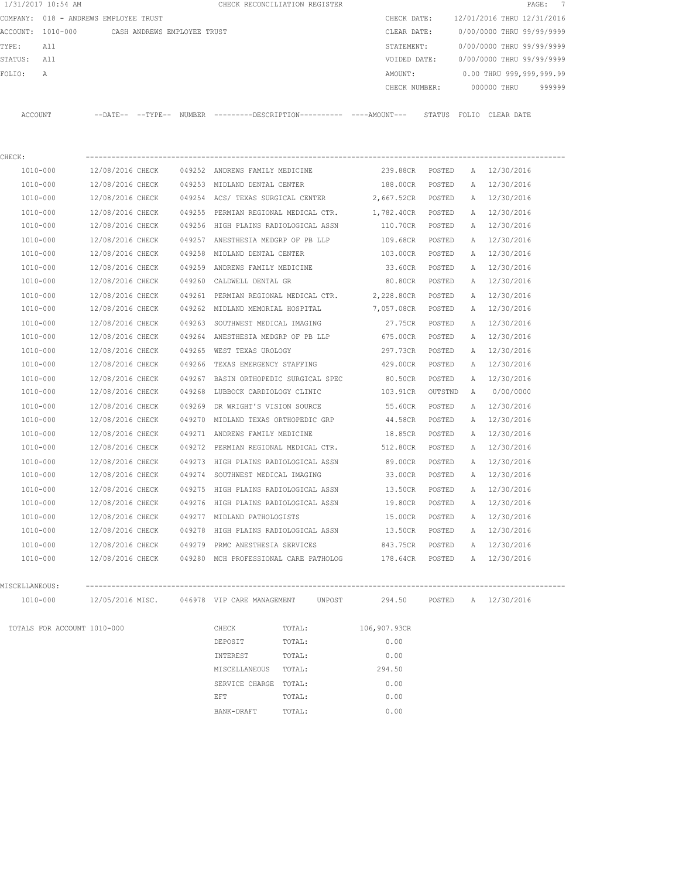1/31/2017 10:54 AM — CHECK RECONCILIATION REGISTER

COMPANY: 018 - ANDREWS EMPLOYEE TRUST
ACCOUNT: 1010-000 CASH ANDREWS EMPLOYEE TRUST
TYPE: All
STATUS: All
FOLIO: A

CHECK DATE: 12/01/2016 THRU 12/31/2016
CLEAR DATE: 0/00/0000 THRU 99/99/9999
STATEMENT: 0/00/0000 THRU 99/99/9999
VOIDED DATE: 0/00/0000 THRU 99/99/9999
AMOUNT: 0.00 THRU 999,999,999.99
CHECK NUMBER: 000000 THRU 999999

| ACCOUNT | --DATE-- | --TYPE-- | NUMBER | ---------DESCRIPTION---------- | ----AMOUNT--- | STATUS | FOLIO | CLEAR DATE |
|---|---|---|---|---|---|---|---|---|
| CHECK: | | | | | | | | |
| 1010-000 | 12/08/2016 | CHECK | 049252 | ANDREWS FAMILY MEDICINE | 239.88CR | POSTED | A | 12/30/2016 |
| 1010-000 | 12/08/2016 | CHECK | 049253 | MIDLAND DENTAL CENTER | 188.00CR | POSTED | A | 12/30/2016 |
| 1010-000 | 12/08/2016 | CHECK | 049254 | ACS/ TEXAS SURGICAL CENTER | 2,667.52CR | POSTED | A | 12/30/2016 |
| 1010-000 | 12/08/2016 | CHECK | 049255 | PERMIAN REGIONAL MEDICAL CTR. | 1,782.40CR | POSTED | A | 12/30/2016 |
| 1010-000 | 12/08/2016 | CHECK | 049256 | HIGH PLAINS RADIOLOGICAL ASSN | 110.70CR | POSTED | A | 12/30/2016 |
| 1010-000 | 12/08/2016 | CHECK | 049257 | ANESTHESIA MEDGRP OF PB LLP | 109.68CR | POSTED | A | 12/30/2016 |
| 1010-000 | 12/08/2016 | CHECK | 049258 | MIDLAND DENTAL CENTER | 103.00CR | POSTED | A | 12/30/2016 |
| 1010-000 | 12/08/2016 | CHECK | 049259 | ANDREWS FAMILY MEDICINE | 33.60CR | POSTED | A | 12/30/2016 |
| 1010-000 | 12/08/2016 | CHECK | 049260 | CALDWELL DENTAL GR | 80.80CR | POSTED | A | 12/30/2016 |
| 1010-000 | 12/08/2016 | CHECK | 049261 | PERMIAN REGIONAL MEDICAL CTR. | 2,228.80CR | POSTED | A | 12/30/2016 |
| 1010-000 | 12/08/2016 | CHECK | 049262 | MIDLAND MEMORIAL HOSPITAL | 7,057.08CR | POSTED | A | 12/30/2016 |
| 1010-000 | 12/08/2016 | CHECK | 049263 | SOUTHWEST MEDICAL IMAGING | 27.75CR | POSTED | A | 12/30/2016 |
| 1010-000 | 12/08/2016 | CHECK | 049264 | ANESTHESIA MEDGRP OF PB LLP | 675.00CR | POSTED | A | 12/30/2016 |
| 1010-000 | 12/08/2016 | CHECK | 049265 | WEST TEXAS UROLOGY | 297.73CR | POSTED | A | 12/30/2016 |
| 1010-000 | 12/08/2016 | CHECK | 049266 | TEXAS EMERGENCY STAFFING | 429.00CR | POSTED | A | 12/30/2016 |
| 1010-000 | 12/08/2016 | CHECK | 049267 | BASIN ORTHOPEDIC SURGICAL SPEC | 80.50CR | POSTED | A | 12/30/2016 |
| 1010-000 | 12/08/2016 | CHECK | 049268 | LUBBOCK CARDIOLOGY CLINIC | 103.91CR | OUTSTND | A | 0/00/0000 |
| 1010-000 | 12/08/2016 | CHECK | 049269 | DR WRIGHT'S VISION SOURCE | 55.60CR | POSTED | A | 12/30/2016 |
| 1010-000 | 12/08/2016 | CHECK | 049270 | MIDLAND TEXAS ORTHOPEDIC GRP | 44.58CR | POSTED | A | 12/30/2016 |
| 1010-000 | 12/08/2016 | CHECK | 049271 | ANDREWS FAMILY MEDICINE | 18.85CR | POSTED | A | 12/30/2016 |
| 1010-000 | 12/08/2016 | CHECK | 049272 | PERMIAN REGIONAL MEDICAL CTR. | 512.80CR | POSTED | A | 12/30/2016 |
| 1010-000 | 12/08/2016 | CHECK | 049273 | HIGH PLAINS RADIOLOGICAL ASSN | 89.00CR | POSTED | A | 12/30/2016 |
| 1010-000 | 12/08/2016 | CHECK | 049274 | SOUTHWEST MEDICAL IMAGING | 33.00CR | POSTED | A | 12/30/2016 |
| 1010-000 | 12/08/2016 | CHECK | 049275 | HIGH PLAINS RADIOLOGICAL ASSN | 13.50CR | POSTED | A | 12/30/2016 |
| 1010-000 | 12/08/2016 | CHECK | 049276 | HIGH PLAINS RADIOLOGICAL ASSN | 19.80CR | POSTED | A | 12/30/2016 |
| 1010-000 | 12/08/2016 | CHECK | 049277 | MIDLAND PATHOLOGISTS | 15.00CR | POSTED | A | 12/30/2016 |
| 1010-000 | 12/08/2016 | CHECK | 049278 | HIGH PLAINS RADIOLOGICAL ASSN | 13.50CR | POSTED | A | 12/30/2016 |
| 1010-000 | 12/08/2016 | CHECK | 049279 | PRMC ANESTHESIA SERVICES | 843.75CR | POSTED | A | 12/30/2016 |
| 1010-000 | 12/08/2016 | CHECK | 049280 | MCH PROFESSIONAL CARE PATHOLOG | 178.64CR | POSTED | A | 12/30/2016 |
| MISCELLANEOUS: | | | | | | | | |
| 1010-000 | 12/05/2016 | MISC. | 046978 | VIP CARE MANAGEMENT UNPOST | 294.50 | POSTED | A | 12/30/2016 |

TOTALS FOR ACCOUNT 1010-000

| | | |
|---|---|---|
| CHECK | TOTAL: | 106,907.93CR |
| DEPOSIT | TOTAL: | 0.00 |
| INTEREST | TOTAL: | 0.00 |
| MISCELLANEOUS | TOTAL: | 294.50 |
| SERVICE CHARGE | TOTAL: | 0.00 |
| EFT | TOTAL: | 0.00 |
| BANK-DRAFT | TOTAL: | 0.00 |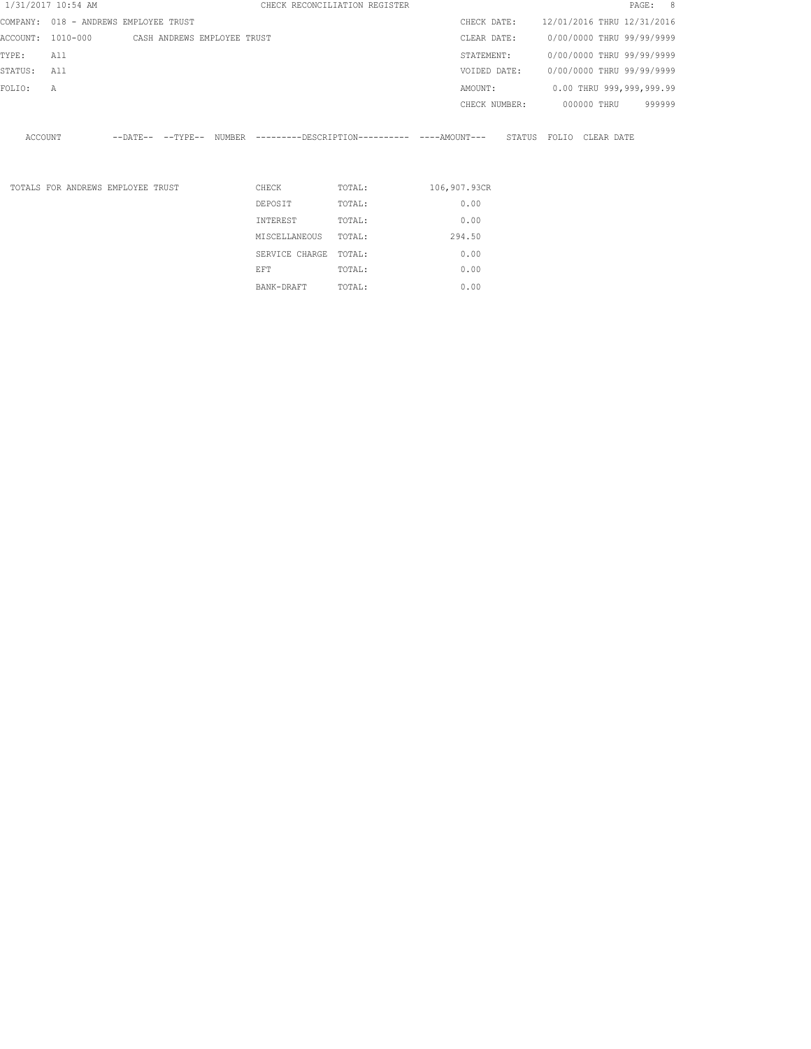CHECK RECONCILIATION REGISTER

1/31/2017 10:54 AM

| | | | |
|---|---|---|---|
| COMPANY: | 018 - ANDREWS EMPLOYEE TRUST | CHECK DATE: | 12/01/2016 THRU 12/31/2016 |
| ACCOUNT: | 1010-000 CASH ANDREWS EMPLOYEE TRUST | CLEAR DATE: | 0/00/0000 THRU 99/99/9999 |
| TYPE: | All | STATEMENT: | 0/00/0000 THRU 99/99/9999 |
| STATUS: | All | VOIDED DATE: | 0/00/0000 THRU 99/99/9999 |
| FOLIO: | A | AMOUNT: | 0.00 THRU 999,999,999.99 |
| | | CHECK NUMBER: | 000000 THRU 999999 |

| ACCOUNT | --DATE-- | --TYPE-- | NUMBER | ---------DESCRIPTION---------- | ----AMOUNT--- | STATUS | FOLIO | CLEAR DATE |
|---|---|---|---|---|---|---|---|---|

| TOTALS FOR ANDREWS EMPLOYEE TRUST | | | |
|---|---|---|---|
| | CHECK | TOTAL: | 106,907.93CR |
| | DEPOSIT | TOTAL: | 0.00 |
| | INTEREST | TOTAL: | 0.00 |
| | MISCELLANEOUS | TOTAL: | 294.50 |
| | SERVICE CHARGE | TOTAL: | 0.00 |
| | EFT | TOTAL: | 0.00 |
| | BANK-DRAFT | TOTAL: | 0.00 |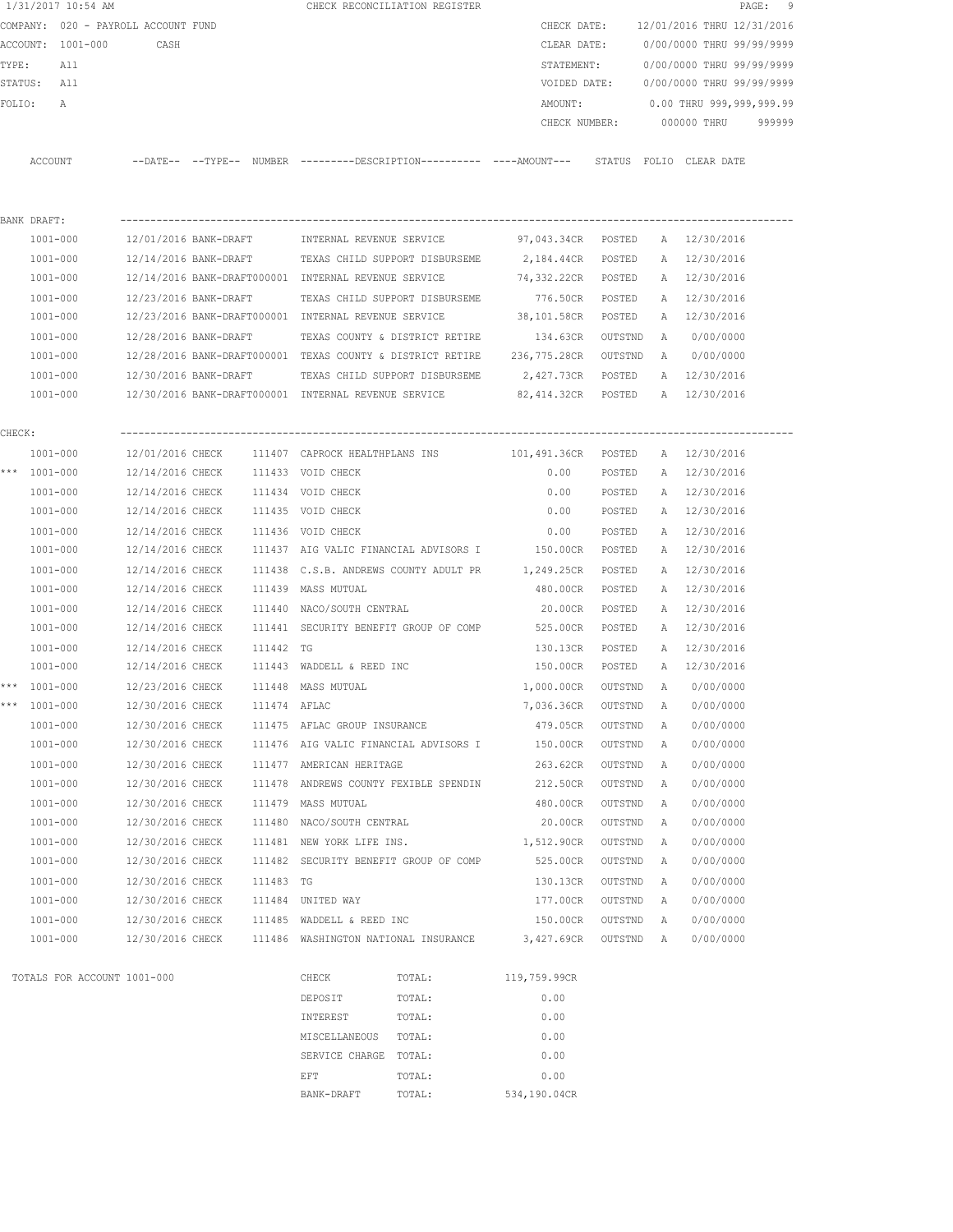1/31/2017 10:54 AM CHECK RECONCILIATION REGISTER

COMPANY: 020 - PAYROLL ACCOUNT FUND
ACCOUNT: 1001-000 CASH
TYPE: All
STATUS: All
FOLIO: A

CHECK DATE: 12/01/2016 THRU 12/31/2016
CLEAR DATE: 0/00/0000 THRU 99/99/9999
STATEMENT: 0/00/0000 THRU 99/99/9999
VOIDED DATE: 0/00/0000 THRU 99/99/9999
AMOUNT: 0.00 THRU 999,999,999.99
CHECK NUMBER: 000000 THRU 999999

| ACCOUNT | --DATE-- | --TYPE-- | NUMBER | ---------DESCRIPTION---------- | ----AMOUNT--- | STATUS | FOLIO | CLEAR DATE |
|---|---|---|---|---|---|---|---|---|
| **BANK DRAFT:** | | | | | | | | |
| 1001-000 | 12/01/2016 | BANK-DRAFT | | INTERNAL REVENUE SERVICE | 97,043.34CR | POSTED | A | 12/30/2016 |
| 1001-000 | 12/14/2016 | BANK-DRAFT | | TEXAS CHILD SUPPORT DISBURSEME | 2,184.44CR | POSTED | A | 12/30/2016 |
| 1001-000 | 12/14/2016 | BANK-DRAFT | 000001 | INTERNAL REVENUE SERVICE | 74,332.22CR | POSTED | A | 12/30/2016 |
| 1001-000 | 12/23/2016 | BANK-DRAFT | | TEXAS CHILD SUPPORT DISBURSEME | 776.50CR | POSTED | A | 12/30/2016 |
| 1001-000 | 12/23/2016 | BANK-DRAFT | 000001 | INTERNAL REVENUE SERVICE | 38,101.58CR | POSTED | A | 12/30/2016 |
| 1001-000 | 12/28/2016 | BANK-DRAFT | | TEXAS COUNTY & DISTRICT RETIRE | 134.63CR | OUTSTND | A | 0/00/0000 |
| 1001-000 | 12/28/2016 | BANK-DRAFT | 000001 | TEXAS COUNTY & DISTRICT RETIRE | 236,775.28CR | OUTSTND | A | 0/00/0000 |
| 1001-000 | 12/30/2016 | BANK-DRAFT | | TEXAS CHILD SUPPORT DISBURSEME | 2,427.73CR | POSTED | A | 12/30/2016 |
| 1001-000 | 12/30/2016 | BANK-DRAFT | 000001 | INTERNAL REVENUE SERVICE | 82,414.32CR | POSTED | A | 12/30/2016 |
| **CHECK:** | | | | | | | | |
| 1001-000 | 12/01/2016 | CHECK | 111407 | CAPROCK HEALTHPLANS INS | 101,491.36CR | POSTED | A | 12/30/2016 |
| *** 1001-000 | 12/14/2016 | CHECK | 111433 | VOID CHECK | 0.00 | POSTED | A | 12/30/2016 |
| 1001-000 | 12/14/2016 | CHECK | 111434 | VOID CHECK | 0.00 | POSTED | A | 12/30/2016 |
| 1001-000 | 12/14/2016 | CHECK | 111435 | VOID CHECK | 0.00 | POSTED | A | 12/30/2016 |
| 1001-000 | 12/14/2016 | CHECK | 111436 | VOID CHECK | 0.00 | POSTED | A | 12/30/2016 |
| 1001-000 | 12/14/2016 | CHECK | 111437 | AIG VALIC FINANCIAL ADVISORS I | 150.00CR | POSTED | A | 12/30/2016 |
| 1001-000 | 12/14/2016 | CHECK | 111438 | C.S.B. ANDREWS COUNTY ADULT PR | 1,249.25CR | POSTED | A | 12/30/2016 |
| 1001-000 | 12/14/2016 | CHECK | 111439 | MASS MUTUAL | 480.00CR | POSTED | A | 12/30/2016 |
| 1001-000 | 12/14/2016 | CHECK | 111440 | NACO/SOUTH CENTRAL | 20.00CR | POSTED | A | 12/30/2016 |
| 1001-000 | 12/14/2016 | CHECK | 111441 | SECURITY BENEFIT GROUP OF COMP | 525.00CR | POSTED | A | 12/30/2016 |
| 1001-000 | 12/14/2016 | CHECK | 111442 | TG | 130.13CR | POSTED | A | 12/30/2016 |
| 1001-000 | 12/14/2016 | CHECK | 111443 | WADDELL & REED INC | 150.00CR | POSTED | A | 12/30/2016 |
| *** 1001-000 | 12/23/2016 | CHECK | 111448 | MASS MUTUAL | 1,000.00CR | OUTSTND | A | 0/00/0000 |
| *** 1001-000 | 12/30/2016 | CHECK | 111474 | AFLAC | 7,036.36CR | OUTSTND | A | 0/00/0000 |
| 1001-000 | 12/30/2016 | CHECK | 111475 | AFLAC GROUP INSURANCE | 479.05CR | OUTSTND | A | 0/00/0000 |
| 1001-000 | 12/30/2016 | CHECK | 111476 | AIG VALIC FINANCIAL ADVISORS I | 150.00CR | OUTSTND | A | 0/00/0000 |
| 1001-000 | 12/30/2016 | CHECK | 111477 | AMERICAN HERITAGE | 263.62CR | OUTSTND | A | 0/00/0000 |
| 1001-000 | 12/30/2016 | CHECK | 111478 | ANDREWS COUNTY FEXIBLE SPENDIN | 212.50CR | OUTSTND | A | 0/00/0000 |
| 1001-000 | 12/30/2016 | CHECK | 111479 | MASS MUTUAL | 480.00CR | OUTSTND | A | 0/00/0000 |
| 1001-000 | 12/30/2016 | CHECK | 111480 | NACO/SOUTH CENTRAL | 20.00CR | OUTSTND | A | 0/00/0000 |
| 1001-000 | 12/30/2016 | CHECK | 111481 | NEW YORK LIFE INS. | 1,512.90CR | OUTSTND | A | 0/00/0000 |
| 1001-000 | 12/30/2016 | CHECK | 111482 | SECURITY BENEFIT GROUP OF COMP | 525.00CR | OUTSTND | A | 0/00/0000 |
| 1001-000 | 12/30/2016 | CHECK | 111483 | TG | 130.13CR | OUTSTND | A | 0/00/0000 |
| 1001-000 | 12/30/2016 | CHECK | 111484 | UNITED WAY | 177.00CR | OUTSTND | A | 0/00/0000 |
| 1001-000 | 12/30/2016 | CHECK | 111485 | WADDELL & REED INC | 150.00CR | OUTSTND | A | 0/00/0000 |
| 1001-000 | 12/30/2016 | CHECK | 111486 | WASHINGTON NATIONAL INSURANCE | 3,427.69CR | OUTSTND | A | 0/00/0000 |

TOTALS FOR ACCOUNT 1001-000

| | | |
|---|---|---|
| CHECK | TOTAL: | 119,759.99CR |
| DEPOSIT | TOTAL: | 0.00 |
| INTEREST | TOTAL: | 0.00 |
| MISCELLANEOUS | TOTAL: | 0.00 |
| SERVICE CHARGE | TOTAL: | 0.00 |
| EFT | TOTAL: | 0.00 |
| BANK-DRAFT | TOTAL: | 534,190.04CR |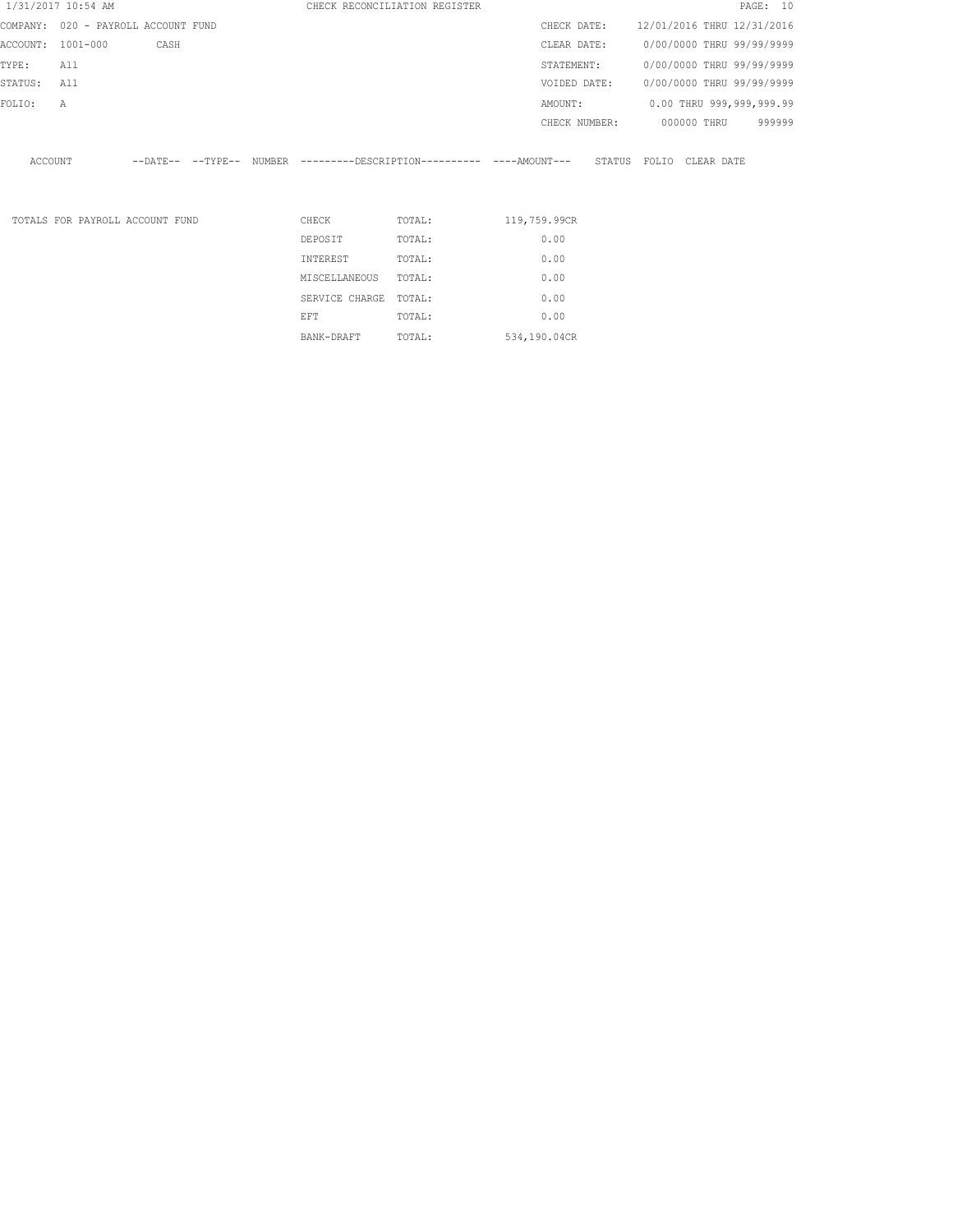1/31/2017 10:54 AM CHECK RECONCILIATION REGISTER PAGE: 10

COMPANY: 020 - PAYROLL ACCOUNT FUND
ACCOUNT: 1001-000 CASH
TYPE: All
STATUS: All
FOLIO: A

CHECK DATE: 12/01/2016 THRU 12/31/2016
CLEAR DATE: 0/00/0000 THRU 99/99/9999
STATEMENT: 0/00/0000 THRU 99/99/9999
VOIDED DATE: 0/00/0000 THRU 99/99/9999
AMOUNT: 0.00 THRU 999,999,999.99
CHECK NUMBER: 000000 THRU 999999

| ACCOUNT | --DATE-- | --TYPE-- | NUMBER | ---------DESCRIPTION---------- | ----AMOUNT--- | STATUS | FOLIO | CLEAR DATE |
|---|---|---|---|---|---|---|---|---|

| TOTALS FOR PAYROLL ACCOUNT FUND | | | |
|---|---|---|---|
| | CHECK | TOTAL: | 119,759.99CR |
| | DEPOSIT | TOTAL: | 0.00 |
| | INTEREST | TOTAL: | 0.00 |
| | MISCELLANEOUS | TOTAL: | 0.00 |
| | SERVICE CHARGE | TOTAL: | 0.00 |
| | EFT | TOTAL: | 0.00 |
| | BANK-DRAFT | TOTAL: | 534,190.04CR |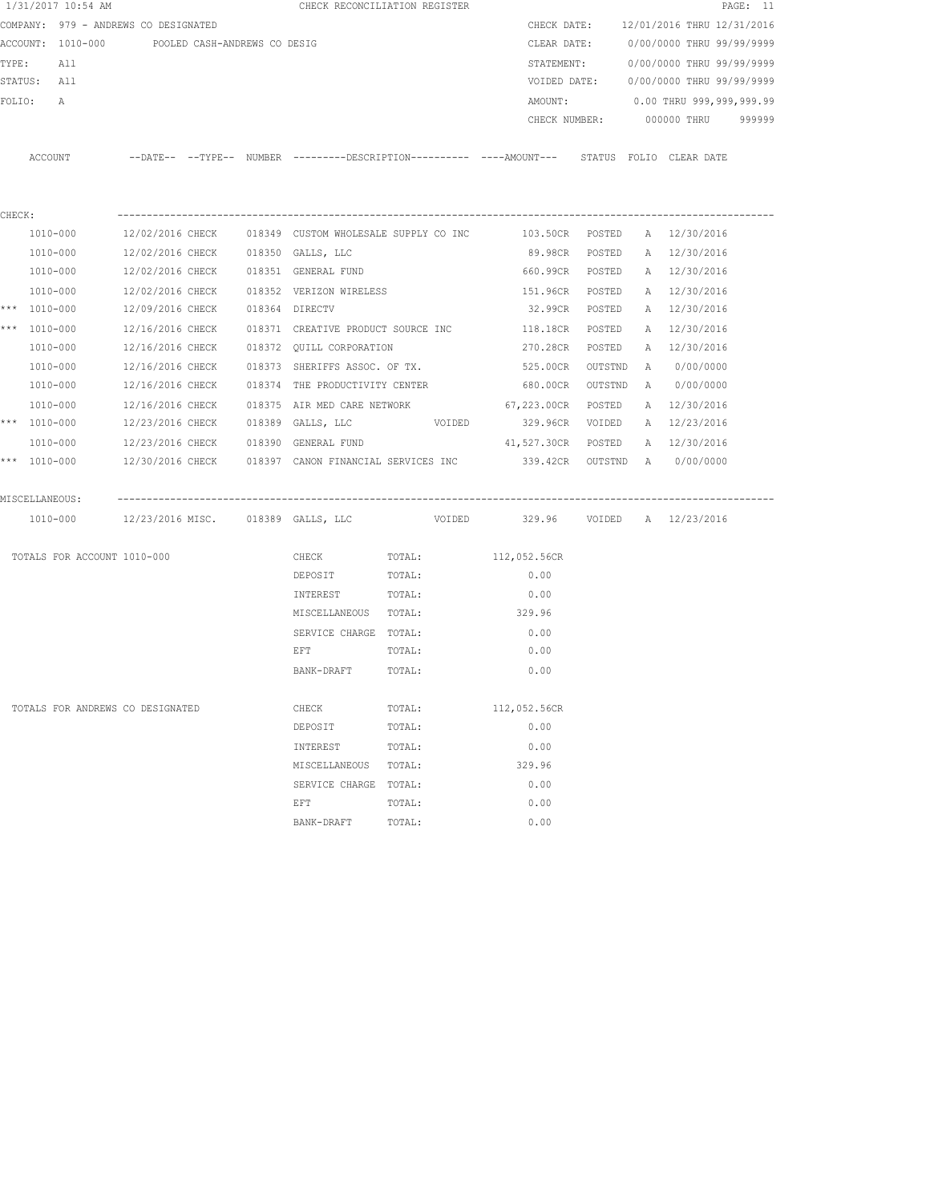1/31/2017 10:54 AM CHECK RECONCILIATION REGISTER

COMPANY: 979 - ANDREWS CO DESIGNATED
ACCOUNT: 1010-000 POOLED CASH-ANDREWS CO DESIG
TYPE: All
STATUS: All
FOLIO: A

CHECK DATE: 12/01/2016 THRU 12/31/2016
CLEAR DATE: 0/00/0000 THRU 99/99/9999
STATEMENT: 0/00/0000 THRU 99/99/9999
VOIDED DATE: 0/00/0000 THRU 99/99/9999
AMOUNT: 0.00 THRU 999,999,999.99
CHECK NUMBER: 000000 THRU 999999

| | ACCOUNT | --DATE-- | --TYPE-- | NUMBER | ---------DESCRIPTION---------- | | ----AMOUNT--- | STATUS | FOLIO | CLEAR DATE |
|---|---|---|---|---|---|---|---|---|---|---|
| **CHECK:** | | | | | | | | | | |
| | 1010-000 | 12/02/2016 | CHECK | 018349 | CUSTOM WHOLESALE SUPPLY CO INC | | 103.50CR | POSTED | A | 12/30/2016 |
| | 1010-000 | 12/02/2016 | CHECK | 018350 | GALLS, LLC | | 89.98CR | POSTED | A | 12/30/2016 |
| | 1010-000 | 12/02/2016 | CHECK | 018351 | GENERAL FUND | | 660.99CR | POSTED | A | 12/30/2016 |
| | 1010-000 | 12/02/2016 | CHECK | 018352 | VERIZON WIRELESS | | 151.96CR | POSTED | A | 12/30/2016 |
| *** | 1010-000 | 12/09/2016 | CHECK | 018364 | DIRECTV | | 32.99CR | POSTED | A | 12/30/2016 |
| *** | 1010-000 | 12/16/2016 | CHECK | 018371 | CREATIVE PRODUCT SOURCE INC | | 118.18CR | POSTED | A | 12/30/2016 |
| | 1010-000 | 12/16/2016 | CHECK | 018372 | QUILL CORPORATION | | 270.28CR | POSTED | A | 12/30/2016 |
| | 1010-000 | 12/16/2016 | CHECK | 018373 | SHERIFFS ASSOC. OF TX. | | 525.00CR | OUTSTND | A | 0/00/0000 |
| | 1010-000 | 12/16/2016 | CHECK | 018374 | THE PRODUCTIVITY CENTER | | 680.00CR | OUTSTND | A | 0/00/0000 |
| | 1010-000 | 12/16/2016 | CHECK | 018375 | AIR MED CARE NETWORK | | 67,223.00CR | POSTED | A | 12/30/2016 |
| *** | 1010-000 | 12/23/2016 | CHECK | 018389 | GALLS, LLC | VOIDED | 329.96CR | VOIDED | A | 12/23/2016 |
| | 1010-000 | 12/23/2016 | CHECK | 018390 | GENERAL FUND | | 41,527.30CR | POSTED | A | 12/30/2016 |
| *** | 1010-000 | 12/30/2016 | CHECK | 018397 | CANON FINANCIAL SERVICES INC | | 339.42CR | OUTSTND | A | 0/00/0000 |
| **MISCELLANEOUS:** | | | | | | | | | | |
| | 1010-000 | 12/23/2016 | MISC. | 018389 | GALLS, LLC | VOIDED | 329.96 | VOIDED | A | 12/23/2016 |

| TOTALS FOR ACCOUNT 1010-000 | | | |
|---|---|---|---|
| | CHECK | TOTAL: | 112,052.56CR |
| | DEPOSIT | TOTAL: | 0.00 |
| | INTEREST | TOTAL: | 0.00 |
| | MISCELLANEOUS | TOTAL: | 329.96 |
| | SERVICE CHARGE | TOTAL: | 0.00 |
| | EFT | TOTAL: | 0.00 |
| | BANK-DRAFT | TOTAL: | 0.00 |

| TOTALS FOR ANDREWS CO DESIGNATED | | | |
|---|---|---|---|
| | CHECK | TOTAL: | 112,052.56CR |
| | DEPOSIT | TOTAL: | 0.00 |
| | INTEREST | TOTAL: | 0.00 |
| | MISCELLANEOUS | TOTAL: | 329.96 |
| | SERVICE CHARGE | TOTAL: | 0.00 |
| | EFT | TOTAL: | 0.00 |
| | BANK-DRAFT | TOTAL: | 0.00 |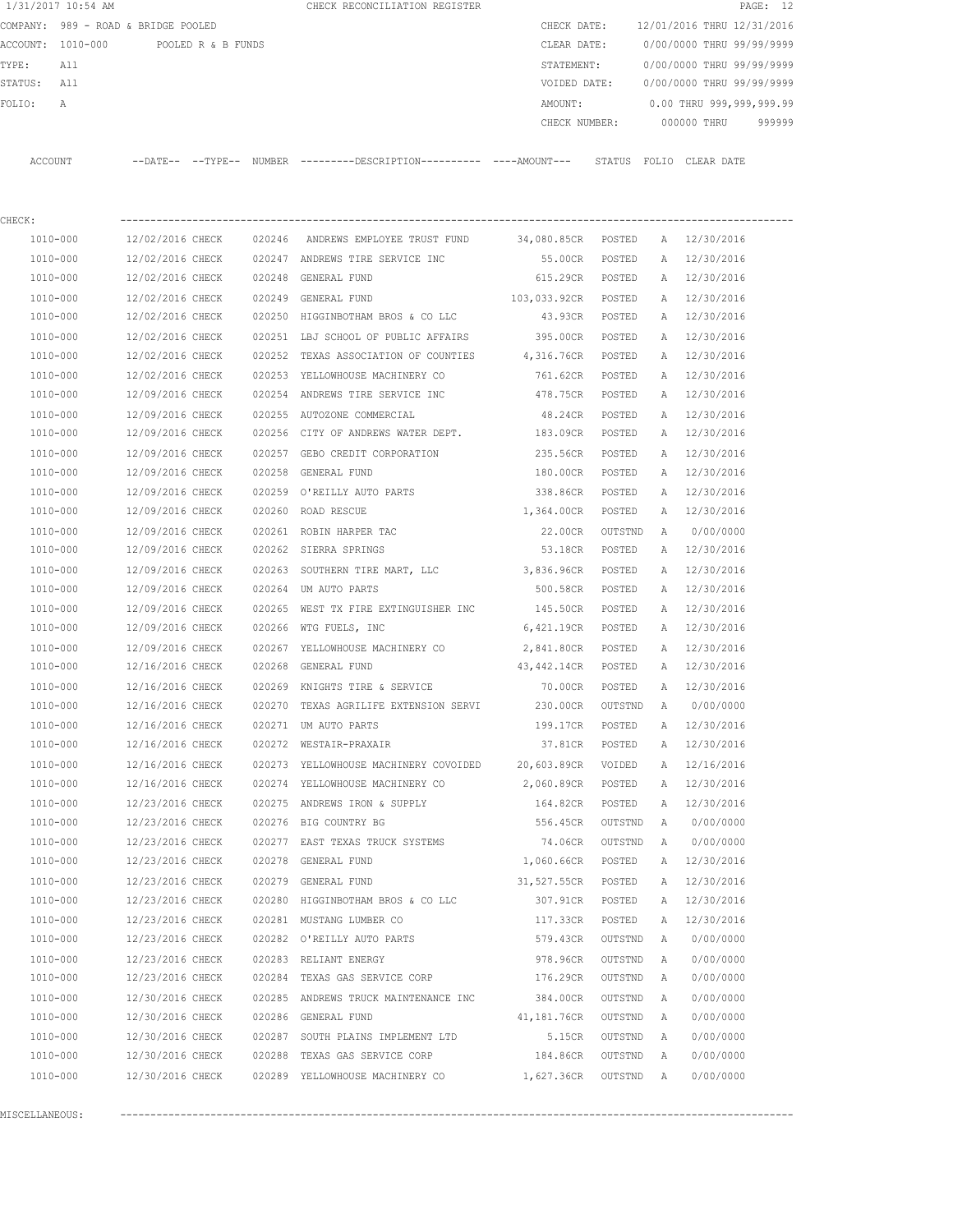1/31/2017 10:54 AM CHECK RECONCILIATION REGISTER

COMPANY: 989 - ROAD & BRIDGE POOLED
ACCOUNT: 1010-000 POOLED R & B FUNDS
TYPE: All
STATUS: All
FOLIO: A

CHECK DATE: 12/01/2016 THRU 12/31/2016
CLEAR DATE: 0/00/0000 THRU 99/99/9999
STATEMENT: 0/00/0000 THRU 99/99/9999
VOIDED DATE: 0/00/0000 THRU 99/99/9999
AMOUNT: 0.00 THRU 999,999,999.99
CHECK NUMBER: 000000 THRU 999999

CHECK:

| ACCOUNT | DATE | TYPE | NUMBER | DESCRIPTION | AMOUNT | STATUS | FOLIO | CLEAR DATE |
|---|---|---|---|---|---|---|---|---|
| 1010-000 | 12/02/2016 | CHECK | 020246 | ANDREWS EMPLOYEE TRUST FUND | 34,080.85CR | POSTED | A | 12/30/2016 |
| 1010-000 | 12/02/2016 | CHECK | 020247 | ANDREWS TIRE SERVICE INC | 55.00CR | POSTED | A | 12/30/2016 |
| 1010-000 | 12/02/2016 | CHECK | 020248 | GENERAL FUND | 615.29CR | POSTED | A | 12/30/2016 |
| 1010-000 | 12/02/2016 | CHECK | 020249 | GENERAL FUND | 103,033.92CR | POSTED | A | 12/30/2016 |
| 1010-000 | 12/02/2016 | CHECK | 020250 | HIGGINBOTHAM BROS & CO LLC | 43.93CR | POSTED | A | 12/30/2016 |
| 1010-000 | 12/02/2016 | CHECK | 020251 | LBJ SCHOOL OF PUBLIC AFFAIRS | 395.00CR | POSTED | A | 12/30/2016 |
| 1010-000 | 12/02/2016 | CHECK | 020252 | TEXAS ASSOCIATION OF COUNTIES | 4,316.76CR | POSTED | A | 12/30/2016 |
| 1010-000 | 12/02/2016 | CHECK | 020253 | YELLOWHOUSE MACHINERY CO | 761.62CR | POSTED | A | 12/30/2016 |
| 1010-000 | 12/09/2016 | CHECK | 020254 | ANDREWS TIRE SERVICE INC | 478.75CR | POSTED | A | 12/30/2016 |
| 1010-000 | 12/09/2016 | CHECK | 020255 | AUTOZONE COMMERCIAL | 48.24CR | POSTED | A | 12/30/2016 |
| 1010-000 | 12/09/2016 | CHECK | 020256 | CITY OF ANDREWS WATER DEPT. | 183.09CR | POSTED | A | 12/30/2016 |
| 1010-000 | 12/09/2016 | CHECK | 020257 | GEBO CREDIT CORPORATION | 235.56CR | POSTED | A | 12/30/2016 |
| 1010-000 | 12/09/2016 | CHECK | 020258 | GENERAL FUND | 180.00CR | POSTED | A | 12/30/2016 |
| 1010-000 | 12/09/2016 | CHECK | 020259 | O'REILLY AUTO PARTS | 338.86CR | POSTED | A | 12/30/2016 |
| 1010-000 | 12/09/2016 | CHECK | 020260 | ROAD RESCUE | 1,364.00CR | POSTED | A | 12/30/2016 |
| 1010-000 | 12/09/2016 | CHECK | 020261 | ROBIN HARPER TAC | 22.00CR | OUTSTND | A | 0/00/0000 |
| 1010-000 | 12/09/2016 | CHECK | 020262 | SIERRA SPRINGS | 53.18CR | POSTED | A | 12/30/2016 |
| 1010-000 | 12/09/2016 | CHECK | 020263 | SOUTHERN TIRE MART, LLC | 3,836.96CR | POSTED | A | 12/30/2016 |
| 1010-000 | 12/09/2016 | CHECK | 020264 | UM AUTO PARTS | 500.58CR | POSTED | A | 12/30/2016 |
| 1010-000 | 12/09/2016 | CHECK | 020265 | WEST TX FIRE EXTINGUISHER INC | 145.50CR | POSTED | A | 12/30/2016 |
| 1010-000 | 12/09/2016 | CHECK | 020266 | WTG FUELS, INC | 6,421.19CR | POSTED | A | 12/30/2016 |
| 1010-000 | 12/09/2016 | CHECK | 020267 | YELLOWHOUSE MACHINERY CO | 2,841.80CR | POSTED | A | 12/30/2016 |
| 1010-000 | 12/16/2016 | CHECK | 020268 | GENERAL FUND | 43,442.14CR | POSTED | A | 12/30/2016 |
| 1010-000 | 12/16/2016 | CHECK | 020269 | KNIGHTS TIRE & SERVICE | 70.00CR | POSTED | A | 12/30/2016 |
| 1010-000 | 12/16/2016 | CHECK | 020270 | TEXAS AGRILIFE EXTENSION SERVI | 230.00CR | OUTSTND | A | 0/00/0000 |
| 1010-000 | 12/16/2016 | CHECK | 020271 | UM AUTO PARTS | 199.17CR | POSTED | A | 12/30/2016 |
| 1010-000 | 12/16/2016 | CHECK | 020272 | WESTAIR-PRAXAIR | 37.81CR | POSTED | A | 12/30/2016 |
| 1010-000 | 12/16/2016 | CHECK | 020273 | YELLOWHOUSE MACHINERY COVOIDED | 20,603.89CR | VOIDED | A | 12/16/2016 |
| 1010-000 | 12/16/2016 | CHECK | 020274 | YELLOWHOUSE MACHINERY CO | 2,060.89CR | POSTED | A | 12/30/2016 |
| 1010-000 | 12/23/2016 | CHECK | 020275 | ANDREWS IRON & SUPPLY | 164.82CR | POSTED | A | 12/30/2016 |
| 1010-000 | 12/23/2016 | CHECK | 020276 | BIG COUNTRY BG | 556.45CR | OUTSTND | A | 0/00/0000 |
| 1010-000 | 12/23/2016 | CHECK | 020277 | EAST TEXAS TRUCK SYSTEMS | 74.06CR | OUTSTND | A | 0/00/0000 |
| 1010-000 | 12/23/2016 | CHECK | 020278 | GENERAL FUND | 1,060.66CR | POSTED | A | 12/30/2016 |
| 1010-000 | 12/23/2016 | CHECK | 020279 | GENERAL FUND | 31,527.55CR | POSTED | A | 12/30/2016 |
| 1010-000 | 12/23/2016 | CHECK | 020280 | HIGGINBOTHAM BROS & CO LLC | 307.91CR | POSTED | A | 12/30/2016 |
| 1010-000 | 12/23/2016 | CHECK | 020281 | MUSTANG LUMBER CO | 117.33CR | POSTED | A | 12/30/2016 |
| 1010-000 | 12/23/2016 | CHECK | 020282 | O'REILLY AUTO PARTS | 579.43CR | OUTSTND | A | 0/00/0000 |
| 1010-000 | 12/23/2016 | CHECK | 020283 | RELIANT ENERGY | 978.96CR | OUTSTND | A | 0/00/0000 |
| 1010-000 | 12/23/2016 | CHECK | 020284 | TEXAS GAS SERVICE CORP | 176.29CR | OUTSTND | A | 0/00/0000 |
| 1010-000 | 12/30/2016 | CHECK | 020285 | ANDREWS TRUCK MAINTENANCE INC | 384.00CR | OUTSTND | A | 0/00/0000 |
| 1010-000 | 12/30/2016 | CHECK | 020286 | GENERAL FUND | 41,181.76CR | OUTSTND | A | 0/00/0000 |
| 1010-000 | 12/30/2016 | CHECK | 020287 | SOUTH PLAINS IMPLEMENT LTD | 5.15CR | OUTSTND | A | 0/00/0000 |
| 1010-000 | 12/30/2016 | CHECK | 020288 | TEXAS GAS SERVICE CORP | 184.86CR | OUTSTND | A | 0/00/0000 |
| 1010-000 | 12/30/2016 | CHECK | 020289 | YELLOWHOUSE MACHINERY CO | 1,627.36CR | OUTSTND | A | 0/00/0000 |

MISCELLANEOUS: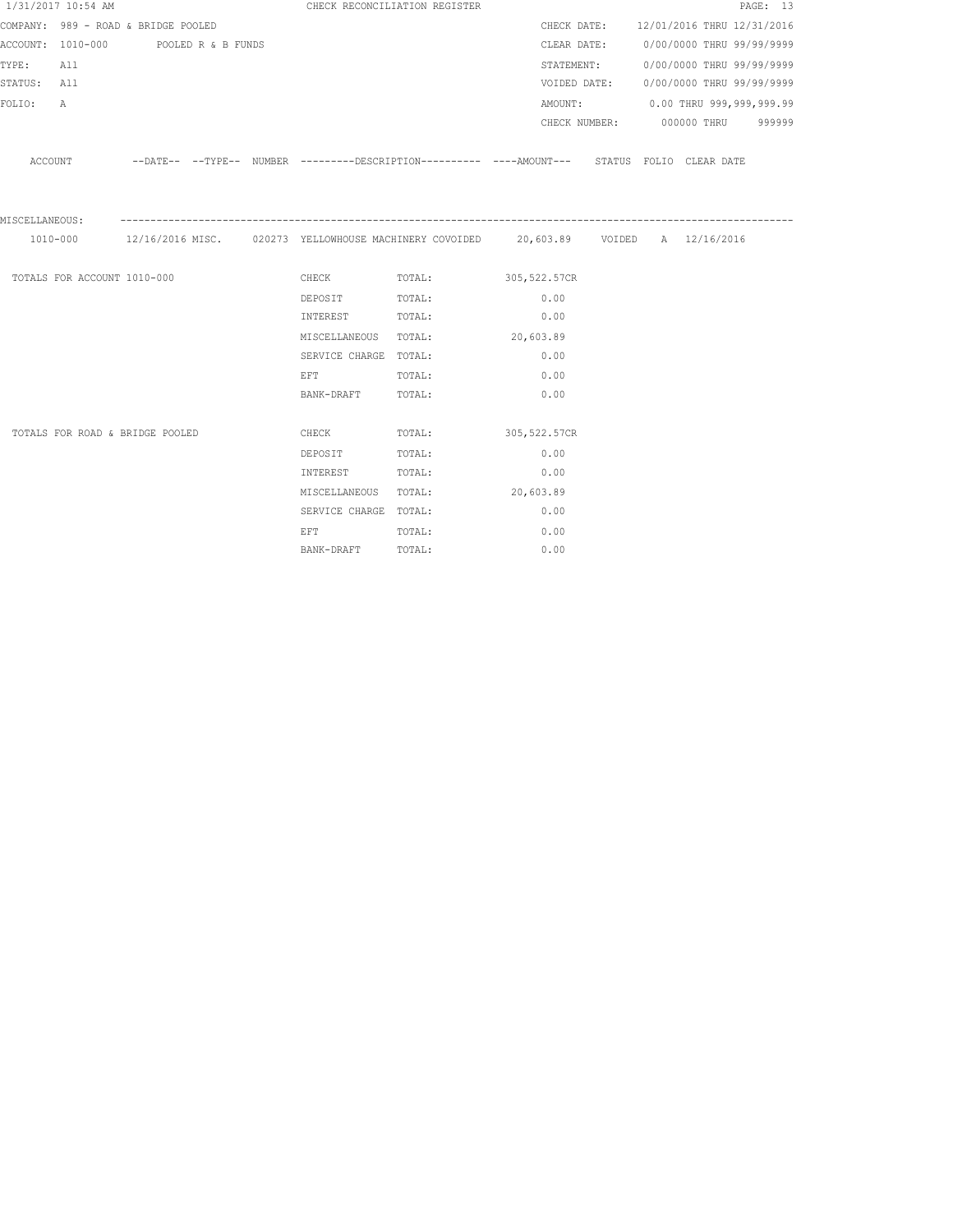1/31/2017 10:54 AM CHECK RECONCILIATION REGISTER

COMPANY: 989 - ROAD & BRIDGE POOLED

ACCOUNT: 1010-000 POOLED R & B FUNDS

TYPE: All

STATUS: All

FOLIO: A

CHECK DATE: 12/01/2016 THRU 12/31/2016

CLEAR DATE: 0/00/0000 THRU 99/99/9999

STATEMENT: 0/00/0000 THRU 99/99/9999

VOIDED DATE: 0/00/0000 THRU 99/99/9999

AMOUNT: 0.00 THRU 999,999,999.99

CHECK NUMBER: 000000 THRU 999999

| ACCOUNT | --DATE-- | --TYPE-- | NUMBER | ---------DESCRIPTION---------- | ----AMOUNT--- | STATUS | FOLIO | CLEAR DATE |
|---|---|---|---|---|---|---|---|---|
| MISCELLANEOUS: | | | | | | | | |
| 1010-000 | 12/16/2016 | MISC. | 020273 | YELLOWHOUSE MACHINERY COVOIDED | 20,603.89 | VOIDED | A | 12/16/2016 |

| TOTALS FOR ACCOUNT 1010-000 | | | |
|---|---|---|---|
| | CHECK | TOTAL: | 305,522.57CR |
| | DEPOSIT | TOTAL: | 0.00 |
| | INTEREST | TOTAL: | 0.00 |
| | MISCELLANEOUS | TOTAL: | 20,603.89 |
| | SERVICE CHARGE | TOTAL: | 0.00 |
| | EFT | TOTAL: | 0.00 |
| | BANK-DRAFT | TOTAL: | 0.00 |

| TOTALS FOR ROAD & BRIDGE POOLED | | | |
|---|---|---|---|
| | CHECK | TOTAL: | 305,522.57CR |
| | DEPOSIT | TOTAL: | 0.00 |
| | INTEREST | TOTAL: | 0.00 |
| | MISCELLANEOUS | TOTAL: | 20,603.89 |
| | SERVICE CHARGE | TOTAL: | 0.00 |
| | EFT | TOTAL: | 0.00 |
| | BANK-DRAFT | TOTAL: | 0.00 |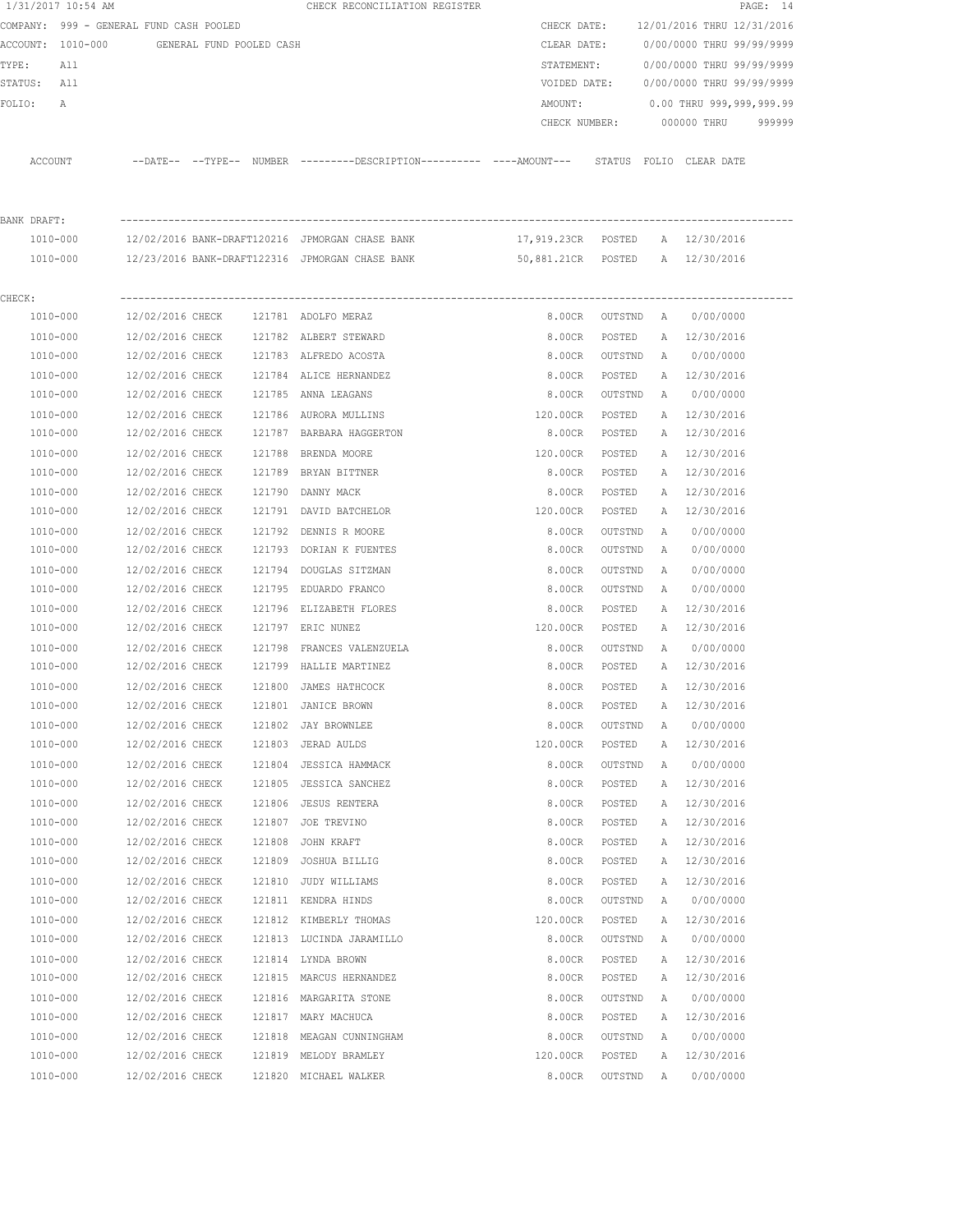1/31/2017 10:54 AM    CHECK RECONCILIATION REGISTER

COMPANY: 999 - GENERAL FUND CASH POOLED    CHECK DATE: 12/01/2016 THRU 12/31/2016
ACCOUNT: 1010-000 GENERAL FUND POOLED CASH    CLEAR DATE: 0/00/0000 THRU 99/99/9999
TYPE: All    STATEMENT: 0/00/0000 THRU 99/99/9999
STATUS: All    VOIDED DATE: 0/00/0000 THRU 99/99/9999
FOLIO: A    AMOUNT: 0.00 THRU 999,999,999.99
CHECK NUMBER: 000000 THRU 999999

| ACCOUNT | --DATE-- | --TYPE-- | NUMBER | ---------DESCRIPTION---------- | ----AMOUNT--- | STATUS | FOLIO | CLEAR DATE |
|---|---|---|---|---|---|---|---|---|
| BANK DRAFT: | | | | | | | | |
| 1010-000 | 12/02/2016 | BANK-DRAFT | 120216 | JPMORGAN CHASE BANK | 17,919.23CR | POSTED | A | 12/30/2016 |
| 1010-000 | 12/23/2016 | BANK-DRAFT | 122316 | JPMORGAN CHASE BANK | 50,881.21CR | POSTED | A | 12/30/2016 |
| CHECK: | | | | | | | | |
| 1010-000 | 12/02/2016 | CHECK | 121781 | ADOLFO MERAZ | 8.00CR | OUTSTND | A | 0/00/0000 |
| 1010-000 | 12/02/2016 | CHECK | 121782 | ALBERT STEWARD | 8.00CR | POSTED | A | 12/30/2016 |
| 1010-000 | 12/02/2016 | CHECK | 121783 | ALFREDO ACOSTA | 8.00CR | OUTSTND | A | 0/00/0000 |
| 1010-000 | 12/02/2016 | CHECK | 121784 | ALICE HERNANDEZ | 8.00CR | POSTED | A | 12/30/2016 |
| 1010-000 | 12/02/2016 | CHECK | 121785 | ANNA LEAGANS | 8.00CR | OUTSTND | A | 0/00/0000 |
| 1010-000 | 12/02/2016 | CHECK | 121786 | AURORA MULLINS | 120.00CR | POSTED | A | 12/30/2016 |
| 1010-000 | 12/02/2016 | CHECK | 121787 | BARBARA HAGGERTON | 8.00CR | POSTED | A | 12/30/2016 |
| 1010-000 | 12/02/2016 | CHECK | 121788 | BRENDA MOORE | 120.00CR | POSTED | A | 12/30/2016 |
| 1010-000 | 12/02/2016 | CHECK | 121789 | BRYAN BITTNER | 8.00CR | POSTED | A | 12/30/2016 |
| 1010-000 | 12/02/2016 | CHECK | 121790 | DANNY MACK | 8.00CR | POSTED | A | 12/30/2016 |
| 1010-000 | 12/02/2016 | CHECK | 121791 | DAVID BATCHELOR | 120.00CR | POSTED | A | 12/30/2016 |
| 1010-000 | 12/02/2016 | CHECK | 121792 | DENNIS R MOORE | 8.00CR | OUTSTND | A | 0/00/0000 |
| 1010-000 | 12/02/2016 | CHECK | 121793 | DORIAN K FUENTES | 8.00CR | OUTSTND | A | 0/00/0000 |
| 1010-000 | 12/02/2016 | CHECK | 121794 | DOUGLAS SITZMAN | 8.00CR | OUTSTND | A | 0/00/0000 |
| 1010-000 | 12/02/2016 | CHECK | 121795 | EDUARDO FRANCO | 8.00CR | OUTSTND | A | 0/00/0000 |
| 1010-000 | 12/02/2016 | CHECK | 121796 | ELIZABETH FLORES | 8.00CR | POSTED | A | 12/30/2016 |
| 1010-000 | 12/02/2016 | CHECK | 121797 | ERIC NUNEZ | 120.00CR | POSTED | A | 12/30/2016 |
| 1010-000 | 12/02/2016 | CHECK | 121798 | FRANCES VALENZUELA | 8.00CR | OUTSTND | A | 0/00/0000 |
| 1010-000 | 12/02/2016 | CHECK | 121799 | HALLIE MARTINEZ | 8.00CR | POSTED | A | 12/30/2016 |
| 1010-000 | 12/02/2016 | CHECK | 121800 | JAMES HATHCOCK | 8.00CR | POSTED | A | 12/30/2016 |
| 1010-000 | 12/02/2016 | CHECK | 121801 | JANICE BROWN | 8.00CR | POSTED | A | 12/30/2016 |
| 1010-000 | 12/02/2016 | CHECK | 121802 | JAY BROWNLEE | 8.00CR | OUTSTND | A | 0/00/0000 |
| 1010-000 | 12/02/2016 | CHECK | 121803 | JERAD AULDS | 120.00CR | POSTED | A | 12/30/2016 |
| 1010-000 | 12/02/2016 | CHECK | 121804 | JESSICA HAMMACK | 8.00CR | OUTSTND | A | 0/00/0000 |
| 1010-000 | 12/02/2016 | CHECK | 121805 | JESSICA SANCHEZ | 8.00CR | POSTED | A | 12/30/2016 |
| 1010-000 | 12/02/2016 | CHECK | 121806 | JESUS RENTERA | 8.00CR | POSTED | A | 12/30/2016 |
| 1010-000 | 12/02/2016 | CHECK | 121807 | JOE TREVINO | 8.00CR | POSTED | A | 12/30/2016 |
| 1010-000 | 12/02/2016 | CHECK | 121808 | JOHN KRAFT | 8.00CR | POSTED | A | 12/30/2016 |
| 1010-000 | 12/02/2016 | CHECK | 121809 | JOSHUA BILLIG | 8.00CR | POSTED | A | 12/30/2016 |
| 1010-000 | 12/02/2016 | CHECK | 121810 | JUDY WILLIAMS | 8.00CR | POSTED | A | 12/30/2016 |
| 1010-000 | 12/02/2016 | CHECK | 121811 | KENDRA HINDS | 8.00CR | OUTSTND | A | 0/00/0000 |
| 1010-000 | 12/02/2016 | CHECK | 121812 | KIMBERLY THOMAS | 120.00CR | POSTED | A | 12/30/2016 |
| 1010-000 | 12/02/2016 | CHECK | 121813 | LUCINDA JARAMILLO | 8.00CR | OUTSTND | A | 0/00/0000 |
| 1010-000 | 12/02/2016 | CHECK | 121814 | LYNDA BROWN | 8.00CR | POSTED | A | 12/30/2016 |
| 1010-000 | 12/02/2016 | CHECK | 121815 | MARCUS HERNANDEZ | 8.00CR | POSTED | A | 12/30/2016 |
| 1010-000 | 12/02/2016 | CHECK | 121816 | MARGARITA STONE | 8.00CR | OUTSTND | A | 0/00/0000 |
| 1010-000 | 12/02/2016 | CHECK | 121817 | MARY MACHUCA | 8.00CR | POSTED | A | 12/30/2016 |
| 1010-000 | 12/02/2016 | CHECK | 121818 | MEAGAN CUNNINGHAM | 8.00CR | OUTSTND | A | 0/00/0000 |
| 1010-000 | 12/02/2016 | CHECK | 121819 | MELODY BRAMLEY | 120.00CR | POSTED | A | 12/30/2016 |
| 1010-000 | 12/02/2016 | CHECK | 121820 | MICHAEL WALKER | 8.00CR | OUTSTND | A | 0/00/0000 |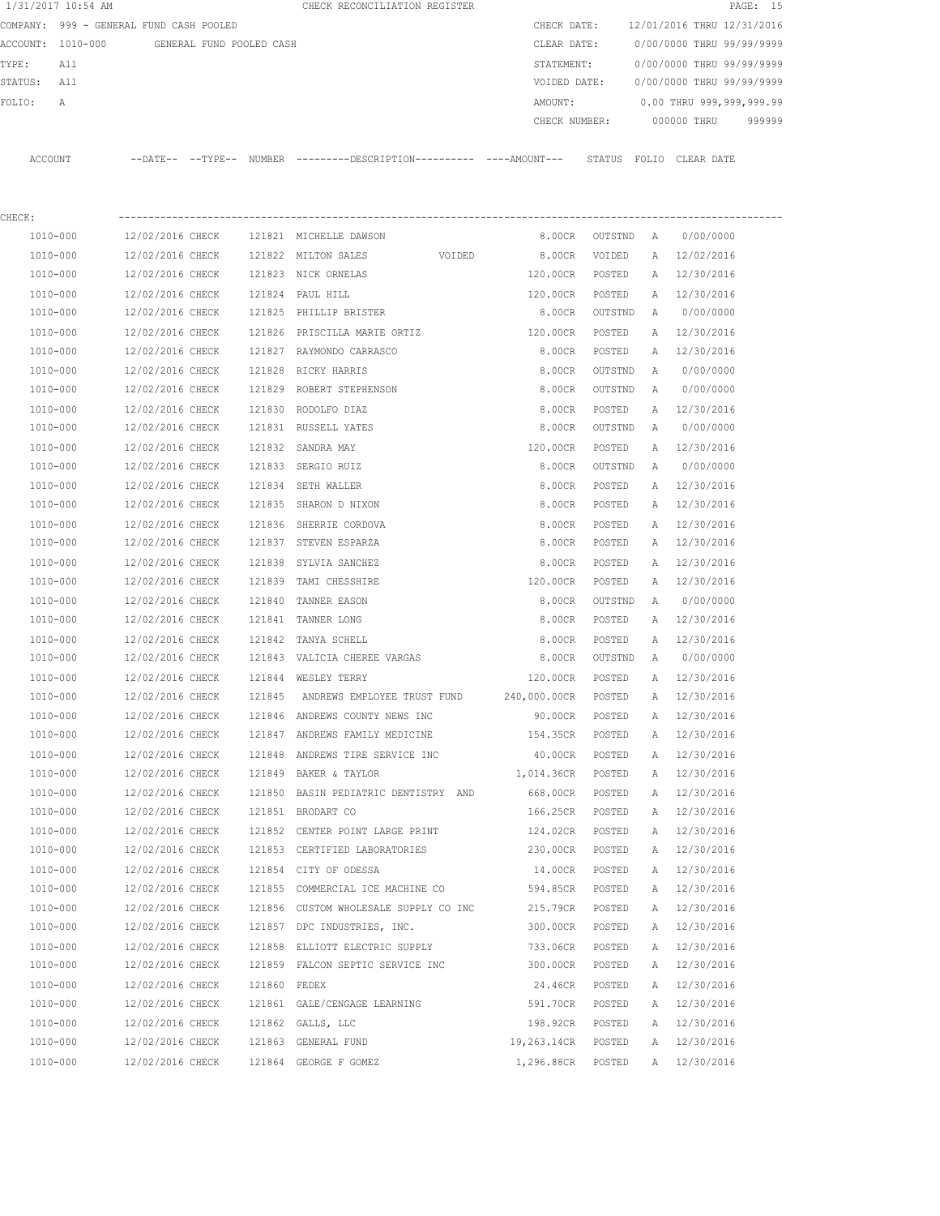1/31/2017 10:54 AM CHECK RECONCILIATION REGISTER

COMPANY: 999 - GENERAL FUND CASH POOLED
ACCOUNT: 1010-000 GENERAL FUND POOLED CASH
TYPE: All
STATUS: All
FOLIO: A

CHECK DATE: 12/01/2016 THRU 12/31/2016
CLEAR DATE: 0/00/0000 THRU 99/99/9999
STATEMENT: 0/00/0000 THRU 99/99/9999
VOIDED DATE: 0/00/0000 THRU 99/99/9999
AMOUNT: 0.00 THRU 999,999,999.99
CHECK NUMBER: 000000 THRU 999999

CHECK:

| ACCOUNT | --DATE-- | --TYPE-- | NUMBER | ---------DESCRIPTION---------- | ----AMOUNT--- | STATUS | FOLIO | CLEAR DATE |
|---|---|---|---|---|---|---|---|---|
| 1010-000 | 12/02/2016 | CHECK | 121821 | MICHELLE DAWSON | 8.00CR | OUTSTND | A | 0/00/0000 |
| 1010-000 | 12/02/2016 | CHECK | 121822 | MILTON SALES VOIDED | 8.00CR | VOIDED | A | 12/02/2016 |
| 1010-000 | 12/02/2016 | CHECK | 121823 | NICK ORNELAS | 120.00CR | POSTED | A | 12/30/2016 |
| 1010-000 | 12/02/2016 | CHECK | 121824 | PAUL HILL | 120.00CR | POSTED | A | 12/30/2016 |
| 1010-000 | 12/02/2016 | CHECK | 121825 | PHILLIP BRISTER | 8.00CR | OUTSTND | A | 0/00/0000 |
| 1010-000 | 12/02/2016 | CHECK | 121826 | PRISCILLA MARIE ORTIZ | 120.00CR | POSTED | A | 12/30/2016 |
| 1010-000 | 12/02/2016 | CHECK | 121827 | RAYMONDO CARRASCO | 8.00CR | POSTED | A | 12/30/2016 |
| 1010-000 | 12/02/2016 | CHECK | 121828 | RICKY HARRIS | 8.00CR | OUTSTND | A | 0/00/0000 |
| 1010-000 | 12/02/2016 | CHECK | 121829 | ROBERT STEPHENSON | 8.00CR | OUTSTND | A | 0/00/0000 |
| 1010-000 | 12/02/2016 | CHECK | 121830 | RODOLFO DIAZ | 8.00CR | POSTED | A | 12/30/2016 |
| 1010-000 | 12/02/2016 | CHECK | 121831 | RUSSELL YATES | 8.00CR | OUTSTND | A | 0/00/0000 |
| 1010-000 | 12/02/2016 | CHECK | 121832 | SANDRA MAY | 120.00CR | POSTED | A | 12/30/2016 |
| 1010-000 | 12/02/2016 | CHECK | 121833 | SERGIO RUIZ | 8.00CR | OUTSTND | A | 0/00/0000 |
| 1010-000 | 12/02/2016 | CHECK | 121834 | SETH WALLER | 8.00CR | POSTED | A | 12/30/2016 |
| 1010-000 | 12/02/2016 | CHECK | 121835 | SHARON D NIXON | 8.00CR | POSTED | A | 12/30/2016 |
| 1010-000 | 12/02/2016 | CHECK | 121836 | SHERRIE CORDOVA | 8.00CR | POSTED | A | 12/30/2016 |
| 1010-000 | 12/02/2016 | CHECK | 121837 | STEVEN ESPARZA | 8.00CR | POSTED | A | 12/30/2016 |
| 1010-000 | 12/02/2016 | CHECK | 121838 | SYLVIA SANCHEZ | 8.00CR | POSTED | A | 12/30/2016 |
| 1010-000 | 12/02/2016 | CHECK | 121839 | TAMI CHESSHIRE | 120.00CR | POSTED | A | 12/30/2016 |
| 1010-000 | 12/02/2016 | CHECK | 121840 | TANNER EASON | 8.00CR | OUTSTND | A | 0/00/0000 |
| 1010-000 | 12/02/2016 | CHECK | 121841 | TANNER LONG | 8.00CR | POSTED | A | 12/30/2016 |
| 1010-000 | 12/02/2016 | CHECK | 121842 | TANYA SCHELL | 8.00CR | POSTED | A | 12/30/2016 |
| 1010-000 | 12/02/2016 | CHECK | 121843 | VALICIA CHEREE VARGAS | 8.00CR | OUTSTND | A | 0/00/0000 |
| 1010-000 | 12/02/2016 | CHECK | 121844 | WESLEY TERRY | 120.00CR | POSTED | A | 12/30/2016 |
| 1010-000 | 12/02/2016 | CHECK | 121845 | ANDREWS EMPLOYEE TRUST FUND | 240,000.00CR | POSTED | A | 12/30/2016 |
| 1010-000 | 12/02/2016 | CHECK | 121846 | ANDREWS COUNTY NEWS INC | 90.00CR | POSTED | A | 12/30/2016 |
| 1010-000 | 12/02/2016 | CHECK | 121847 | ANDREWS FAMILY MEDICINE | 154.35CR | POSTED | A | 12/30/2016 |
| 1010-000 | 12/02/2016 | CHECK | 121848 | ANDREWS TIRE SERVICE INC | 40.00CR | POSTED | A | 12/30/2016 |
| 1010-000 | 12/02/2016 | CHECK | 121849 | BAKER & TAYLOR | 1,014.36CR | POSTED | A | 12/30/2016 |
| 1010-000 | 12/02/2016 | CHECK | 121850 | BASIN PEDIATRIC DENTISTRY AND | 668.00CR | POSTED | A | 12/30/2016 |
| 1010-000 | 12/02/2016 | CHECK | 121851 | BRODART CO | 166.25CR | POSTED | A | 12/30/2016 |
| 1010-000 | 12/02/2016 | CHECK | 121852 | CENTER POINT LARGE PRINT | 124.02CR | POSTED | A | 12/30/2016 |
| 1010-000 | 12/02/2016 | CHECK | 121853 | CERTIFIED LABORATORIES | 230.00CR | POSTED | A | 12/30/2016 |
| 1010-000 | 12/02/2016 | CHECK | 121854 | CITY OF ODESSA | 14.00CR | POSTED | A | 12/30/2016 |
| 1010-000 | 12/02/2016 | CHECK | 121855 | COMMERCIAL ICE MACHINE CO | 594.85CR | POSTED | A | 12/30/2016 |
| 1010-000 | 12/02/2016 | CHECK | 121856 | CUSTOM WHOLESALE SUPPLY CO INC | 215.79CR | POSTED | A | 12/30/2016 |
| 1010-000 | 12/02/2016 | CHECK | 121857 | DPC INDUSTRIES, INC. | 300.00CR | POSTED | A | 12/30/2016 |
| 1010-000 | 12/02/2016 | CHECK | 121858 | ELLIOTT ELECTRIC SUPPLY | 733.06CR | POSTED | A | 12/30/2016 |
| 1010-000 | 12/02/2016 | CHECK | 121859 | FALCON SEPTIC SERVICE INC | 300.00CR | POSTED | A | 12/30/2016 |
| 1010-000 | 12/02/2016 | CHECK | 121860 | FEDEX | 24.46CR | POSTED | A | 12/30/2016 |
| 1010-000 | 12/02/2016 | CHECK | 121861 | GALE/CENGAGE LEARNING | 591.70CR | POSTED | A | 12/30/2016 |
| 1010-000 | 12/02/2016 | CHECK | 121862 | GALLS, LLC | 198.92CR | POSTED | A | 12/30/2016 |
| 1010-000 | 12/02/2016 | CHECK | 121863 | GENERAL FUND | 19,263.14CR | POSTED | A | 12/30/2016 |
| 1010-000 | 12/02/2016 | CHECK | 121864 | GEORGE F GOMEZ | 1,296.88CR | POSTED | A | 12/30/2016 |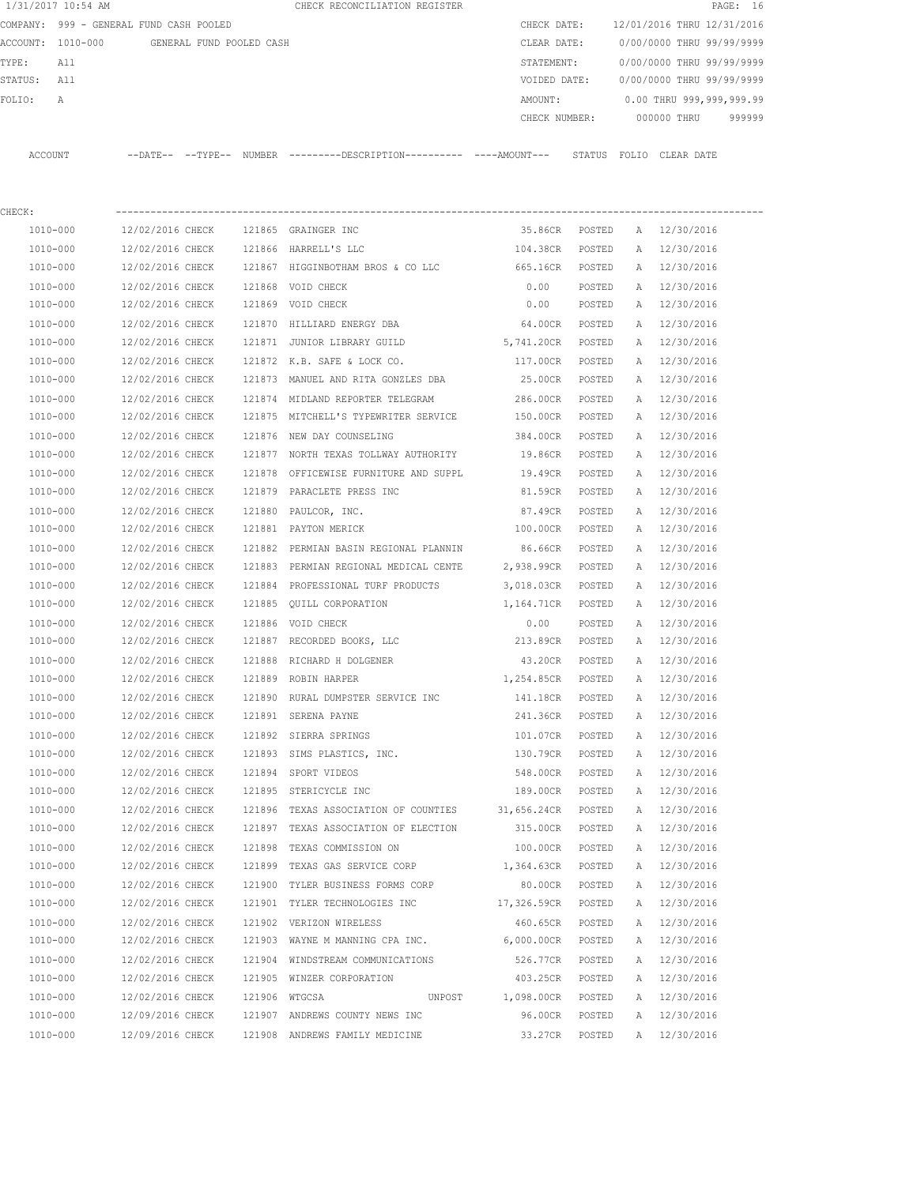1/31/2017 10:54 AM CHECK RECONCILIATION REGISTER

COMPANY: 999 - GENERAL FUND CASH POOLED
ACCOUNT: 1010-000 GENERAL FUND POOLED CASH
TYPE: All
STATUS: All
FOLIO: A

CHECK DATE: 12/01/2016 THRU 12/31/2016
CLEAR DATE: 0/00/0000 THRU 99/99/9999
STATEMENT: 0/00/0000 THRU 99/99/9999
VOIDED DATE: 0/00/0000 THRU 99/99/9999
AMOUNT: 0.00 THRU 999,999,999.99
CHECK NUMBER: 000000 THRU 999999

CHECK:

| ACCOUNT | --DATE-- | --TYPE-- | NUMBER | ---------DESCRIPTION---------- | ----AMOUNT--- | STATUS | FOLIO | CLEAR DATE |
|---|---|---|---|---|---|---|---|---|
| 1010-000 | 12/02/2016 | CHECK | 121865 | GRAINGER INC | 35.86CR | POSTED | A | 12/30/2016 |
| 1010-000 | 12/02/2016 | CHECK | 121866 | HARRELL'S LLC | 104.38CR | POSTED | A | 12/30/2016 |
| 1010-000 | 12/02/2016 | CHECK | 121867 | HIGGINBOTHAM BROS & CO LLC | 665.16CR | POSTED | A | 12/30/2016 |
| 1010-000 | 12/02/2016 | CHECK | 121868 | VOID CHECK | 0.00 | POSTED | A | 12/30/2016 |
| 1010-000 | 12/02/2016 | CHECK | 121869 | VOID CHECK | 0.00 | POSTED | A | 12/30/2016 |
| 1010-000 | 12/02/2016 | CHECK | 121870 | HILLIARD ENERGY DBA | 64.00CR | POSTED | A | 12/30/2016 |
| 1010-000 | 12/02/2016 | CHECK | 121871 | JUNIOR LIBRARY GUILD | 5,741.20CR | POSTED | A | 12/30/2016 |
| 1010-000 | 12/02/2016 | CHECK | 121872 | K.B. SAFE & LOCK CO. | 117.00CR | POSTED | A | 12/30/2016 |
| 1010-000 | 12/02/2016 | CHECK | 121873 | MANUEL AND RITA GONZLES DBA | 25.00CR | POSTED | A | 12/30/2016 |
| 1010-000 | 12/02/2016 | CHECK | 121874 | MIDLAND REPORTER TELEGRAM | 286.00CR | POSTED | A | 12/30/2016 |
| 1010-000 | 12/02/2016 | CHECK | 121875 | MITCHELL'S TYPEWRITER SERVICE | 150.00CR | POSTED | A | 12/30/2016 |
| 1010-000 | 12/02/2016 | CHECK | 121876 | NEW DAY COUNSELING | 384.00CR | POSTED | A | 12/30/2016 |
| 1010-000 | 12/02/2016 | CHECK | 121877 | NORTH TEXAS TOLLWAY AUTHORITY | 19.86CR | POSTED | A | 12/30/2016 |
| 1010-000 | 12/02/2016 | CHECK | 121878 | OFFICEWISE FURNITURE AND SUPPL | 19.49CR | POSTED | A | 12/30/2016 |
| 1010-000 | 12/02/2016 | CHECK | 121879 | PARACLETE PRESS INC | 81.59CR | POSTED | A | 12/30/2016 |
| 1010-000 | 12/02/2016 | CHECK | 121880 | PAULCOR, INC. | 87.49CR | POSTED | A | 12/30/2016 |
| 1010-000 | 12/02/2016 | CHECK | 121881 | PAYTON MERICK | 100.00CR | POSTED | A | 12/30/2016 |
| 1010-000 | 12/02/2016 | CHECK | 121882 | PERMIAN BASIN REGIONAL PLANNIN | 86.66CR | POSTED | A | 12/30/2016 |
| 1010-000 | 12/02/2016 | CHECK | 121883 | PERMIAN REGIONAL MEDICAL CENTE | 2,938.99CR | POSTED | A | 12/30/2016 |
| 1010-000 | 12/02/2016 | CHECK | 121884 | PROFESSIONAL TURF PRODUCTS | 3,018.03CR | POSTED | A | 12/30/2016 |
| 1010-000 | 12/02/2016 | CHECK | 121885 | QUILL CORPORATION | 1,164.71CR | POSTED | A | 12/30/2016 |
| 1010-000 | 12/02/2016 | CHECK | 121886 | VOID CHECK | 0.00 | POSTED | A | 12/30/2016 |
| 1010-000 | 12/02/2016 | CHECK | 121887 | RECORDED BOOKS, LLC | 213.89CR | POSTED | A | 12/30/2016 |
| 1010-000 | 12/02/2016 | CHECK | 121888 | RICHARD H DOLGENER | 43.20CR | POSTED | A | 12/30/2016 |
| 1010-000 | 12/02/2016 | CHECK | 121889 | ROBIN HARPER | 1,254.85CR | POSTED | A | 12/30/2016 |
| 1010-000 | 12/02/2016 | CHECK | 121890 | RURAL DUMPSTER SERVICE INC | 141.18CR | POSTED | A | 12/30/2016 |
| 1010-000 | 12/02/2016 | CHECK | 121891 | SERENA PAYNE | 241.36CR | POSTED | A | 12/30/2016 |
| 1010-000 | 12/02/2016 | CHECK | 121892 | SIERRA SPRINGS | 101.07CR | POSTED | A | 12/30/2016 |
| 1010-000 | 12/02/2016 | CHECK | 121893 | SIMS PLASTICS, INC. | 130.79CR | POSTED | A | 12/30/2016 |
| 1010-000 | 12/02/2016 | CHECK | 121894 | SPORT VIDEOS | 548.00CR | POSTED | A | 12/30/2016 |
| 1010-000 | 12/02/2016 | CHECK | 121895 | STERICYCLE INC | 189.00CR | POSTED | A | 12/30/2016 |
| 1010-000 | 12/02/2016 | CHECK | 121896 | TEXAS ASSOCIATION OF COUNTIES | 31,656.24CR | POSTED | A | 12/30/2016 |
| 1010-000 | 12/02/2016 | CHECK | 121897 | TEXAS ASSOCIATION OF ELECTION | 315.00CR | POSTED | A | 12/30/2016 |
| 1010-000 | 12/02/2016 | CHECK | 121898 | TEXAS COMMISSION ON | 100.00CR | POSTED | A | 12/30/2016 |
| 1010-000 | 12/02/2016 | CHECK | 121899 | TEXAS GAS SERVICE CORP | 1,364.63CR | POSTED | A | 12/30/2016 |
| 1010-000 | 12/02/2016 | CHECK | 121900 | TYLER BUSINESS FORMS CORP | 80.00CR | POSTED | A | 12/30/2016 |
| 1010-000 | 12/02/2016 | CHECK | 121901 | TYLER TECHNOLOGIES INC | 17,326.59CR | POSTED | A | 12/30/2016 |
| 1010-000 | 12/02/2016 | CHECK | 121902 | VERIZON WIRELESS | 460.65CR | POSTED | A | 12/30/2016 |
| 1010-000 | 12/02/2016 | CHECK | 121903 | WAYNE M MANNING CPA INC. | 6,000.00CR | POSTED | A | 12/30/2016 |
| 1010-000 | 12/02/2016 | CHECK | 121904 | WINDSTREAM COMMUNICATIONS | 526.77CR | POSTED | A | 12/30/2016 |
| 1010-000 | 12/02/2016 | CHECK | 121905 | WINZER CORPORATION | 403.25CR | POSTED | A | 12/30/2016 |
| 1010-000 | 12/02/2016 | CHECK | 121906 | WTGCSA UNPOST | 1,098.00CR | POSTED | A | 12/30/2016 |
| 1010-000 | 12/09/2016 | CHECK | 121907 | ANDREWS COUNTY NEWS INC | 96.00CR | POSTED | A | 12/30/2016 |
| 1010-000 | 12/09/2016 | CHECK | 121908 | ANDREWS FAMILY MEDICINE | 33.27CR | POSTED | A | 12/30/2016 |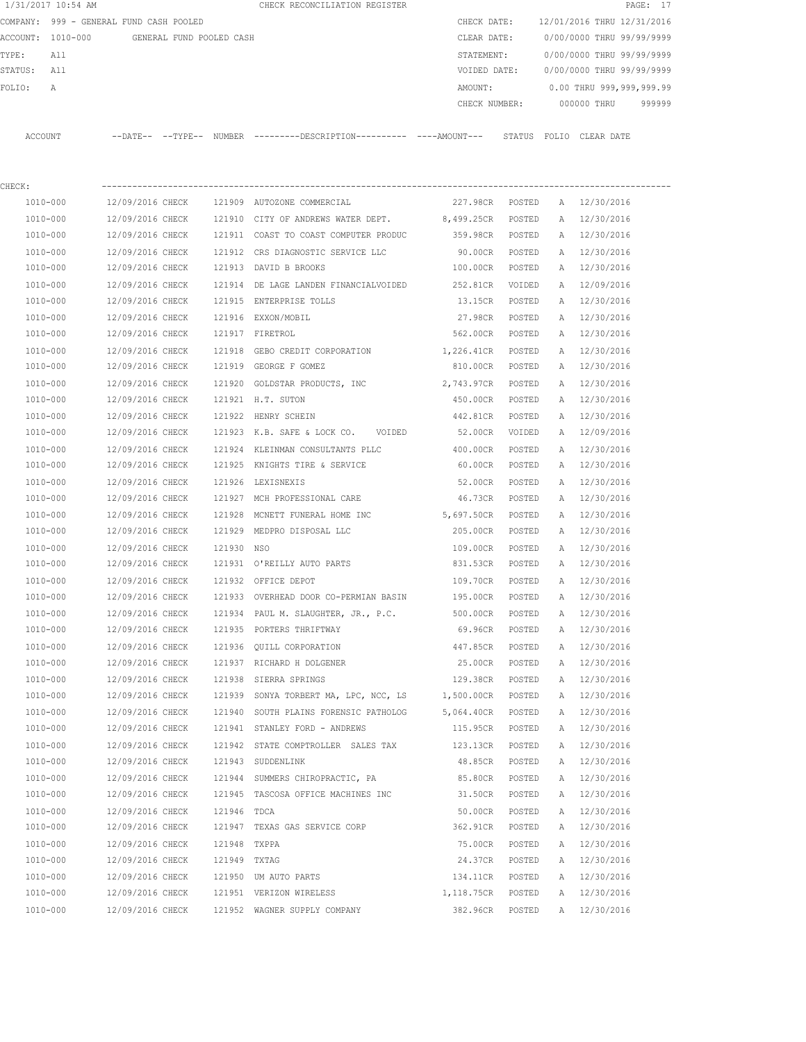1/31/2017 10:54 AM CHECK RECONCILIATION REGISTER

COMPANY: 999 - GENERAL FUND CASH POOLED
ACCOUNT: 1010-000 GENERAL FUND POOLED CASH
TYPE: All
STATUS: All
FOLIO: A

CHECK DATE: 12/01/2016 THRU 12/31/2016
CLEAR DATE: 0/00/0000 THRU 99/99/9999
STATEMENT: 0/00/0000 THRU 99/99/9999
VOIDED DATE: 0/00/0000 THRU 99/99/9999
AMOUNT: 0.00 THRU 999,999,999.99
CHECK NUMBER: 000000 THRU 999999

CHECK:

| ACCOUNT | --DATE-- | --TYPE-- | NUMBER | ---------DESCRIPTION---------- | ----AMOUNT--- | STATUS | FOLIO | CLEAR DATE |
|---|---|---|---|---|---|---|---|---|
| 1010-000 | 12/09/2016 | CHECK | 121909 | AUTOZONE COMMERCIAL | 227.98CR | POSTED | A | 12/30/2016 |
| 1010-000 | 12/09/2016 | CHECK | 121910 | CITY OF ANDREWS WATER DEPT. | 8,499.25CR | POSTED | A | 12/30/2016 |
| 1010-000 | 12/09/2016 | CHECK | 121911 | COAST TO COAST COMPUTER PRODUC | 359.98CR | POSTED | A | 12/30/2016 |
| 1010-000 | 12/09/2016 | CHECK | 121912 | CRS DIAGNOSTIC SERVICE LLC | 90.00CR | POSTED | A | 12/30/2016 |
| 1010-000 | 12/09/2016 | CHECK | 121913 | DAVID B BROOKS | 100.00CR | POSTED | A | 12/30/2016 |
| 1010-000 | 12/09/2016 | CHECK | 121914 | DE LAGE LANDEN FINANCIALVOIDED | 252.81CR | VOIDED | A | 12/09/2016 |
| 1010-000 | 12/09/2016 | CHECK | 121915 | ENTERPRISE TOLLS | 13.15CR | POSTED | A | 12/30/2016 |
| 1010-000 | 12/09/2016 | CHECK | 121916 | EXXON/MOBIL | 27.98CR | POSTED | A | 12/30/2016 |
| 1010-000 | 12/09/2016 | CHECK | 121917 | FIRETROL | 562.00CR | POSTED | A | 12/30/2016 |
| 1010-000 | 12/09/2016 | CHECK | 121918 | GEBO CREDIT CORPORATION | 1,226.41CR | POSTED | A | 12/30/2016 |
| 1010-000 | 12/09/2016 | CHECK | 121919 | GEORGE F GOMEZ | 810.00CR | POSTED | A | 12/30/2016 |
| 1010-000 | 12/09/2016 | CHECK | 121920 | GOLDSTAR PRODUCTS, INC | 2,743.97CR | POSTED | A | 12/30/2016 |
| 1010-000 | 12/09/2016 | CHECK | 121921 | H.T. SUTON | 450.00CR | POSTED | A | 12/30/2016 |
| 1010-000 | 12/09/2016 | CHECK | 121922 | HENRY SCHEIN | 442.81CR | POSTED | A | 12/30/2016 |
| 1010-000 | 12/09/2016 | CHECK | 121923 | K.B. SAFE & LOCK CO. VOIDED | 52.00CR | VOIDED | A | 12/09/2016 |
| 1010-000 | 12/09/2016 | CHECK | 121924 | KLEINMAN CONSULTANTS PLLC | 400.00CR | POSTED | A | 12/30/2016 |
| 1010-000 | 12/09/2016 | CHECK | 121925 | KNIGHTS TIRE & SERVICE | 60.00CR | POSTED | A | 12/30/2016 |
| 1010-000 | 12/09/2016 | CHECK | 121926 | LEXISNEXIS | 52.00CR | POSTED | A | 12/30/2016 |
| 1010-000 | 12/09/2016 | CHECK | 121927 | MCH PROFESSIONAL CARE | 46.73CR | POSTED | A | 12/30/2016 |
| 1010-000 | 12/09/2016 | CHECK | 121928 | MCNETT FUNERAL HOME INC | 5,697.50CR | POSTED | A | 12/30/2016 |
| 1010-000 | 12/09/2016 | CHECK | 121929 | MEDPRO DISPOSAL LLC | 205.00CR | POSTED | A | 12/30/2016 |
| 1010-000 | 12/09/2016 | CHECK | 121930 | NSO | 109.00CR | POSTED | A | 12/30/2016 |
| 1010-000 | 12/09/2016 | CHECK | 121931 | O'REILLY AUTO PARTS | 831.53CR | POSTED | A | 12/30/2016 |
| 1010-000 | 12/09/2016 | CHECK | 121932 | OFFICE DEPOT | 109.70CR | POSTED | A | 12/30/2016 |
| 1010-000 | 12/09/2016 | CHECK | 121933 | OVERHEAD DOOR CO-PERMIAN BASIN | 195.00CR | POSTED | A | 12/30/2016 |
| 1010-000 | 12/09/2016 | CHECK | 121934 | PAUL M. SLAUGHTER, JR., P.C. | 500.00CR | POSTED | A | 12/30/2016 |
| 1010-000 | 12/09/2016 | CHECK | 121935 | PORTERS THRIFTWAY | 69.96CR | POSTED | A | 12/30/2016 |
| 1010-000 | 12/09/2016 | CHECK | 121936 | QUILL CORPORATION | 447.85CR | POSTED | A | 12/30/2016 |
| 1010-000 | 12/09/2016 | CHECK | 121937 | RICHARD H DOLGENER | 25.00CR | POSTED | A | 12/30/2016 |
| 1010-000 | 12/09/2016 | CHECK | 121938 | SIERRA SPRINGS | 129.38CR | POSTED | A | 12/30/2016 |
| 1010-000 | 12/09/2016 | CHECK | 121939 | SONYA TORBERT MA, LPC, NCC, LS | 1,500.00CR | POSTED | A | 12/30/2016 |
| 1010-000 | 12/09/2016 | CHECK | 121940 | SOUTH PLAINS FORENSIC PATHOLOG | 5,064.40CR | POSTED | A | 12/30/2016 |
| 1010-000 | 12/09/2016 | CHECK | 121941 | STANLEY FORD - ANDREWS | 115.95CR | POSTED | A | 12/30/2016 |
| 1010-000 | 12/09/2016 | CHECK | 121942 | STATE COMPTROLLER SALES TAX | 123.13CR | POSTED | A | 12/30/2016 |
| 1010-000 | 12/09/2016 | CHECK | 121943 | SUDDENLINK | 48.85CR | POSTED | A | 12/30/2016 |
| 1010-000 | 12/09/2016 | CHECK | 121944 | SUMMERS CHIROPRACTIC, PA | 85.80CR | POSTED | A | 12/30/2016 |
| 1010-000 | 12/09/2016 | CHECK | 121945 | TASCOSA OFFICE MACHINES INC | 31.50CR | POSTED | A | 12/30/2016 |
| 1010-000 | 12/09/2016 | CHECK | 121946 | TDCA | 50.00CR | POSTED | A | 12/30/2016 |
| 1010-000 | 12/09/2016 | CHECK | 121947 | TEXAS GAS SERVICE CORP | 362.91CR | POSTED | A | 12/30/2016 |
| 1010-000 | 12/09/2016 | CHECK | 121948 | TXPPA | 75.00CR | POSTED | A | 12/30/2016 |
| 1010-000 | 12/09/2016 | CHECK | 121949 | TXTAG | 24.37CR | POSTED | A | 12/30/2016 |
| 1010-000 | 12/09/2016 | CHECK | 121950 | UM AUTO PARTS | 134.11CR | POSTED | A | 12/30/2016 |
| 1010-000 | 12/09/2016 | CHECK | 121951 | VERIZON WIRELESS | 1,118.75CR | POSTED | A | 12/30/2016 |
| 1010-000 | 12/09/2016 | CHECK | 121952 | WAGNER SUPPLY COMPANY | 382.96CR | POSTED | A | 12/30/2016 |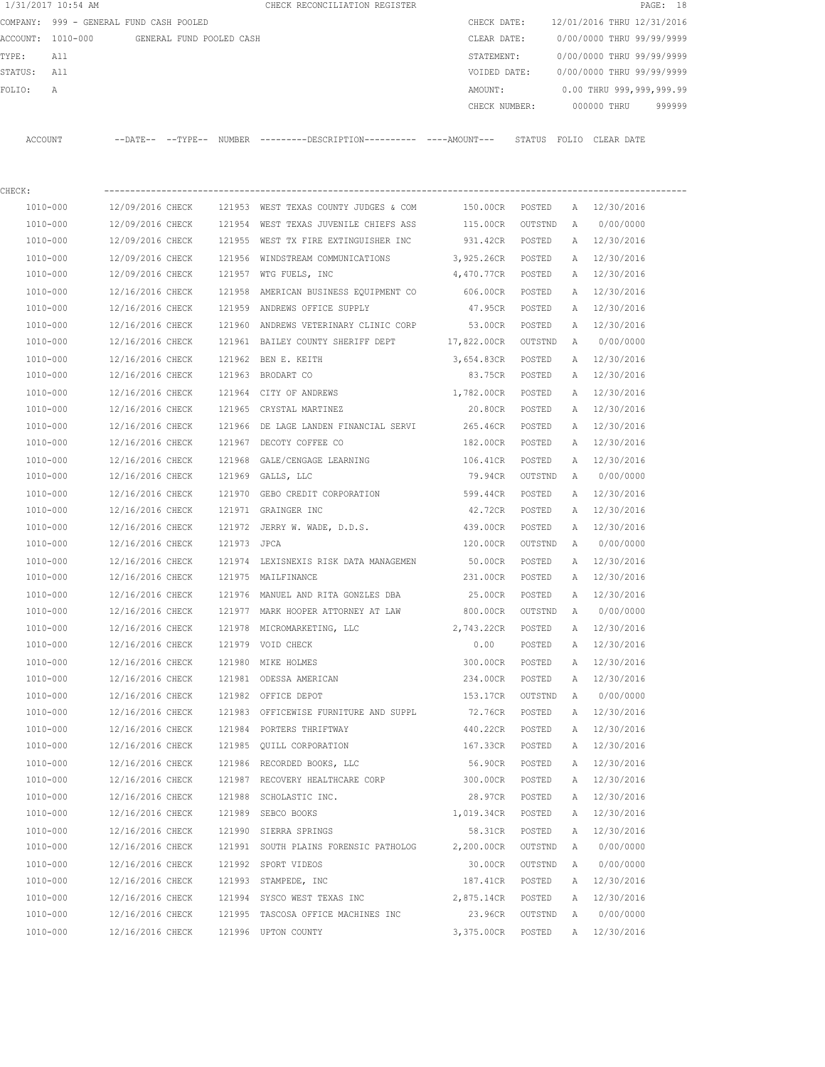1/31/2017 10:54 AM CHECK RECONCILIATION REGISTER

COMPANY: 999 - GENERAL FUND CASH POOLED

ACCOUNT: 1010-000 GENERAL FUND POOLED CASH

TYPE: All

STATUS: All

FOLIO: A

CHECK DATE: 12/01/2016 THRU 12/31/2016

CLEAR DATE: 0/00/0000 THRU 99/99/9999

STATEMENT: 0/00/0000 THRU 99/99/9999

VOIDED DATE: 0/00/0000 THRU 99/99/9999

AMOUNT: 0.00 THRU 999,999,999.99

CHECK NUMBER: 000000 THRU 999999

CHECK:

| ACCOUNT | --DATE-- | --TYPE-- | NUMBER | ---------DESCRIPTION---------- | ----AMOUNT--- | STATUS | FOLIO | CLEAR DATE |
|---|---|---|---|---|---|---|---|---|
| 1010-000 | 12/09/2016 | CHECK | 121953 | WEST TEXAS COUNTY JUDGES & COM | 150.00CR | POSTED | A | 12/30/2016 |
| 1010-000 | 12/09/2016 | CHECK | 121954 | WEST TEXAS JUVENILE CHIEFS ASS | 115.00CR | OUTSTND | A | 0/00/0000 |
| 1010-000 | 12/09/2016 | CHECK | 121955 | WEST TX FIRE EXTINGUISHER INC | 931.42CR | POSTED | A | 12/30/2016 |
| 1010-000 | 12/09/2016 | CHECK | 121956 | WINDSTREAM COMMUNICATIONS | 3,925.26CR | POSTED | A | 12/30/2016 |
| 1010-000 | 12/09/2016 | CHECK | 121957 | WTG FUELS, INC | 4,470.77CR | POSTED | A | 12/30/2016 |
| 1010-000 | 12/16/2016 | CHECK | 121958 | AMERICAN BUSINESS EQUIPMENT CO | 606.00CR | POSTED | A | 12/30/2016 |
| 1010-000 | 12/16/2016 | CHECK | 121959 | ANDREWS OFFICE SUPPLY | 47.95CR | POSTED | A | 12/30/2016 |
| 1010-000 | 12/16/2016 | CHECK | 121960 | ANDREWS VETERINARY CLINIC CORP | 53.00CR | POSTED | A | 12/30/2016 |
| 1010-000 | 12/16/2016 | CHECK | 121961 | BAILEY COUNTY SHERIFF DEPT | 17,822.00CR | OUTSTND | A | 0/00/0000 |
| 1010-000 | 12/16/2016 | CHECK | 121962 | BEN E. KEITH | 3,654.83CR | POSTED | A | 12/30/2016 |
| 1010-000 | 12/16/2016 | CHECK | 121963 | BRODART CO | 83.75CR | POSTED | A | 12/30/2016 |
| 1010-000 | 12/16/2016 | CHECK | 121964 | CITY OF ANDREWS | 1,782.00CR | POSTED | A | 12/30/2016 |
| 1010-000 | 12/16/2016 | CHECK | 121965 | CRYSTAL MARTINEZ | 20.80CR | POSTED | A | 12/30/2016 |
| 1010-000 | 12/16/2016 | CHECK | 121966 | DE LAGE LANDEN FINANCIAL SERVI | 265.46CR | POSTED | A | 12/30/2016 |
| 1010-000 | 12/16/2016 | CHECK | 121967 | DECOTY COFFEE CO | 182.00CR | POSTED | A | 12/30/2016 |
| 1010-000 | 12/16/2016 | CHECK | 121968 | GALE/CENGAGE LEARNING | 106.41CR | POSTED | A | 12/30/2016 |
| 1010-000 | 12/16/2016 | CHECK | 121969 | GALLS, LLC | 79.94CR | OUTSTND | A | 0/00/0000 |
| 1010-000 | 12/16/2016 | CHECK | 121970 | GEBO CREDIT CORPORATION | 599.44CR | POSTED | A | 12/30/2016 |
| 1010-000 | 12/16/2016 | CHECK | 121971 | GRAINGER INC | 42.72CR | POSTED | A | 12/30/2016 |
| 1010-000 | 12/16/2016 | CHECK | 121972 | JERRY W. WADE, D.D.S. | 439.00CR | POSTED | A | 12/30/2016 |
| 1010-000 | 12/16/2016 | CHECK | 121973 | JPCA | 120.00CR | OUTSTND | A | 0/00/0000 |
| 1010-000 | 12/16/2016 | CHECK | 121974 | LEXISNEXIS RISK DATA MANAGEMEN | 50.00CR | POSTED | A | 12/30/2016 |
| 1010-000 | 12/16/2016 | CHECK | 121975 | MAILFINANCE | 231.00CR | POSTED | A | 12/30/2016 |
| 1010-000 | 12/16/2016 | CHECK | 121976 | MANUEL AND RITA GONZLES DBA | 25.00CR | POSTED | A | 12/30/2016 |
| 1010-000 | 12/16/2016 | CHECK | 121977 | MARK HOOPER ATTORNEY AT LAW | 800.00CR | OUTSTND | A | 0/00/0000 |
| 1010-000 | 12/16/2016 | CHECK | 121978 | MICROMARKETING, LLC | 2,743.22CR | POSTED | A | 12/30/2016 |
| 1010-000 | 12/16/2016 | CHECK | 121979 | VOID CHECK | 0.00 | POSTED | A | 12/30/2016 |
| 1010-000 | 12/16/2016 | CHECK | 121980 | MIKE HOLMES | 300.00CR | POSTED | A | 12/30/2016 |
| 1010-000 | 12/16/2016 | CHECK | 121981 | ODESSA AMERICAN | 234.00CR | POSTED | A | 12/30/2016 |
| 1010-000 | 12/16/2016 | CHECK | 121982 | OFFICE DEPOT | 153.17CR | OUTSTND | A | 0/00/0000 |
| 1010-000 | 12/16/2016 | CHECK | 121983 | OFFICEWISE FURNITURE AND SUPPL | 72.76CR | POSTED | A | 12/30/2016 |
| 1010-000 | 12/16/2016 | CHECK | 121984 | PORTERS THRIFTWAY | 440.22CR | POSTED | A | 12/30/2016 |
| 1010-000 | 12/16/2016 | CHECK | 121985 | QUILL CORPORATION | 167.33CR | POSTED | A | 12/30/2016 |
| 1010-000 | 12/16/2016 | CHECK | 121986 | RECORDED BOOKS, LLC | 56.90CR | POSTED | A | 12/30/2016 |
| 1010-000 | 12/16/2016 | CHECK | 121987 | RECOVERY HEALTHCARE CORP | 300.00CR | POSTED | A | 12/30/2016 |
| 1010-000 | 12/16/2016 | CHECK | 121988 | SCHOLASTIC INC. | 28.97CR | POSTED | A | 12/30/2016 |
| 1010-000 | 12/16/2016 | CHECK | 121989 | SEBCO BOOKS | 1,019.34CR | POSTED | A | 12/30/2016 |
| 1010-000 | 12/16/2016 | CHECK | 121990 | SIERRA SPRINGS | 58.31CR | POSTED | A | 12/30/2016 |
| 1010-000 | 12/16/2016 | CHECK | 121991 | SOUTH PLAINS FORENSIC PATHOLOG | 2,200.00CR | OUTSTND | A | 0/00/0000 |
| 1010-000 | 12/16/2016 | CHECK | 121992 | SPORT VIDEOS | 30.00CR | OUTSTND | A | 0/00/0000 |
| 1010-000 | 12/16/2016 | CHECK | 121993 | STAMPEDE, INC | 187.41CR | POSTED | A | 12/30/2016 |
| 1010-000 | 12/16/2016 | CHECK | 121994 | SYSCO WEST TEXAS INC | 2,875.14CR | POSTED | A | 12/30/2016 |
| 1010-000 | 12/16/2016 | CHECK | 121995 | TASCOSA OFFICE MACHINES INC | 23.96CR | OUTSTND | A | 0/00/0000 |
| 1010-000 | 12/16/2016 | CHECK | 121996 | UPTON COUNTY | 3,375.00CR | POSTED | A | 12/30/2016 |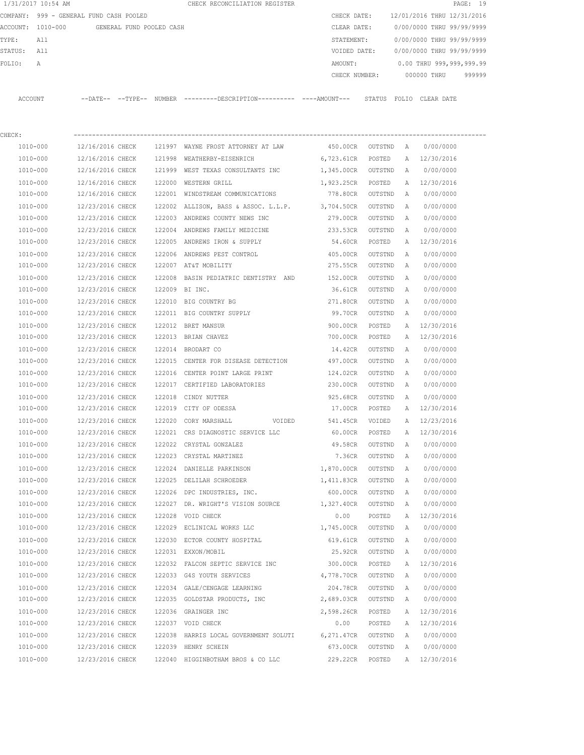1/31/2017 10:54 AM CHECK RECONCILIATION REGISTER

COMPANY: 999 - GENERAL FUND CASH POOLED
ACCOUNT: 1010-000 GENERAL FUND POOLED CASH
TYPE: All
STATUS: All
FOLIO: A

CHECK DATE: 12/01/2016 THRU 12/31/2016
CLEAR DATE: 0/00/0000 THRU 99/99/9999
STATEMENT: 0/00/0000 THRU 99/99/9999
VOIDED DATE: 0/00/0000 THRU 99/99/9999
AMOUNT: 0.00 THRU 999,999,999.99
CHECK NUMBER: 000000 THRU 999999

CHECK:

| ACCOUNT | --DATE-- | --TYPE-- | NUMBER | ---------DESCRIPTION---------- | ----AMOUNT--- | STATUS | FOLIO | CLEAR DATE |
|---|---|---|---|---|---|---|---|---|
| 1010-000 | 12/16/2016 | CHECK | 121997 | WAYNE FROST ATTORNEY AT LAW | 450.00CR | OUTSTND | A | 0/00/0000 |
| 1010-000 | 12/16/2016 | CHECK | 121998 | WEATHERBY-EISENRICH | 6,723.61CR | POSTED | A | 12/30/2016 |
| 1010-000 | 12/16/2016 | CHECK | 121999 | WEST TEXAS CONSULTANTS INC | 1,345.00CR | OUTSTND | A | 0/00/0000 |
| 1010-000 | 12/16/2016 | CHECK | 122000 | WESTERN GRILL | 1,923.25CR | POSTED | A | 12/30/2016 |
| 1010-000 | 12/16/2016 | CHECK | 122001 | WINDSTREAM COMMUNICATIONS | 778.80CR | OUTSTND | A | 0/00/0000 |
| 1010-000 | 12/23/2016 | CHECK | 122002 | ALLISON, BASS & ASSOC. L.L.P. | 3,704.50CR | OUTSTND | A | 0/00/0000 |
| 1010-000 | 12/23/2016 | CHECK | 122003 | ANDREWS COUNTY NEWS INC | 279.00CR | OUTSTND | A | 0/00/0000 |
| 1010-000 | 12/23/2016 | CHECK | 122004 | ANDREWS FAMILY MEDICINE | 233.53CR | OUTSTND | A | 0/00/0000 |
| 1010-000 | 12/23/2016 | CHECK | 122005 | ANDREWS IRON & SUPPLY | 54.60CR | POSTED | A | 12/30/2016 |
| 1010-000 | 12/23/2016 | CHECK | 122006 | ANDREWS PEST CONTROL | 405.00CR | OUTSTND | A | 0/00/0000 |
| 1010-000 | 12/23/2016 | CHECK | 122007 | AT&T MOBILITY | 275.55CR | OUTSTND | A | 0/00/0000 |
| 1010-000 | 12/23/2016 | CHECK | 122008 | BASIN PEDIATRIC DENTISTRY AND | 152.00CR | OUTSTND | A | 0/00/0000 |
| 1010-000 | 12/23/2016 | CHECK | 122009 | BI INC. | 36.61CR | OUTSTND | A | 0/00/0000 |
| 1010-000 | 12/23/2016 | CHECK | 122010 | BIG COUNTRY BG | 271.80CR | OUTSTND | A | 0/00/0000 |
| 1010-000 | 12/23/2016 | CHECK | 122011 | BIG COUNTRY SUPPLY | 99.70CR | OUTSTND | A | 0/00/0000 |
| 1010-000 | 12/23/2016 | CHECK | 122012 | BRET MANSUR | 900.00CR | POSTED | A | 12/30/2016 |
| 1010-000 | 12/23/2016 | CHECK | 122013 | BRIAN CHAVEZ | 700.00CR | POSTED | A | 12/30/2016 |
| 1010-000 | 12/23/2016 | CHECK | 122014 | BRODART CO | 14.42CR | OUTSTND | A | 0/00/0000 |
| 1010-000 | 12/23/2016 | CHECK | 122015 | CENTER FOR DISEASE DETECTION | 497.00CR | OUTSTND | A | 0/00/0000 |
| 1010-000 | 12/23/2016 | CHECK | 122016 | CENTER POINT LARGE PRINT | 124.02CR | OUTSTND | A | 0/00/0000 |
| 1010-000 | 12/23/2016 | CHECK | 122017 | CERTIFIED LABORATORIES | 230.00CR | OUTSTND | A | 0/00/0000 |
| 1010-000 | 12/23/2016 | CHECK | 122018 | CINDY NUTTER | 925.68CR | OUTSTND | A | 0/00/0000 |
| 1010-000 | 12/23/2016 | CHECK | 122019 | CITY OF ODESSA | 17.00CR | POSTED | A | 12/30/2016 |
| 1010-000 | 12/23/2016 | CHECK | 122020 | CORY MARSHALL VOIDED | 541.45CR | VOIDED | A | 12/23/2016 |
| 1010-000 | 12/23/2016 | CHECK | 122021 | CRS DIAGNOSTIC SERVICE LLC | 60.00CR | POSTED | A | 12/30/2016 |
| 1010-000 | 12/23/2016 | CHECK | 122022 | CRYSTAL GONZALEZ | 49.58CR | OUTSTND | A | 0/00/0000 |
| 1010-000 | 12/23/2016 | CHECK | 122023 | CRYSTAL MARTINEZ | 7.36CR | OUTSTND | A | 0/00/0000 |
| 1010-000 | 12/23/2016 | CHECK | 122024 | DANIELLE PARKINSON | 1,870.00CR | OUTSTND | A | 0/00/0000 |
| 1010-000 | 12/23/2016 | CHECK | 122025 | DELILAH SCHROEDER | 1,411.83CR | OUTSTND | A | 0/00/0000 |
| 1010-000 | 12/23/2016 | CHECK | 122026 | DPC INDUSTRIES, INC. | 600.00CR | OUTSTND | A | 0/00/0000 |
| 1010-000 | 12/23/2016 | CHECK | 122027 | DR. WRIGHT'S VISION SOURCE | 1,327.40CR | OUTSTND | A | 0/00/0000 |
| 1010-000 | 12/23/2016 | CHECK | 122028 | VOID CHECK | 0.00 | POSTED | A | 12/30/2016 |
| 1010-000 | 12/23/2016 | CHECK | 122029 | ECLINICAL WORKS LLC | 1,745.00CR | OUTSTND | A | 0/00/0000 |
| 1010-000 | 12/23/2016 | CHECK | 122030 | ECTOR COUNTY HOSPITAL | 619.61CR | OUTSTND | A | 0/00/0000 |
| 1010-000 | 12/23/2016 | CHECK | 122031 | EXXON/MOBIL | 25.92CR | OUTSTND | A | 0/00/0000 |
| 1010-000 | 12/23/2016 | CHECK | 122032 | FALCON SEPTIC SERVICE INC | 300.00CR | POSTED | A | 12/30/2016 |
| 1010-000 | 12/23/2016 | CHECK | 122033 | G4S YOUTH SERVICES | 4,778.70CR | OUTSTND | A | 0/00/0000 |
| 1010-000 | 12/23/2016 | CHECK | 122034 | GALE/CENGAGE LEARNING | 204.78CR | OUTSTND | A | 0/00/0000 |
| 1010-000 | 12/23/2016 | CHECK | 122035 | GOLDSTAR PRODUCTS, INC | 2,689.03CR | OUTSTND | A | 0/00/0000 |
| 1010-000 | 12/23/2016 | CHECK | 122036 | GRAINGER INC | 2,598.26CR | POSTED | A | 12/30/2016 |
| 1010-000 | 12/23/2016 | CHECK | 122037 | VOID CHECK | 0.00 | POSTED | A | 12/30/2016 |
| 1010-000 | 12/23/2016 | CHECK | 122038 | HARRIS LOCAL GOVERNMENT SOLUTI | 6,271.47CR | OUTSTND | A | 0/00/0000 |
| 1010-000 | 12/23/2016 | CHECK | 122039 | HENRY SCHEIN | 673.00CR | OUTSTND | A | 0/00/0000 |
| 1010-000 | 12/23/2016 | CHECK | 122040 | HIGGINBOTHAM BROS & CO LLC | 229.22CR | POSTED | A | 12/30/2016 |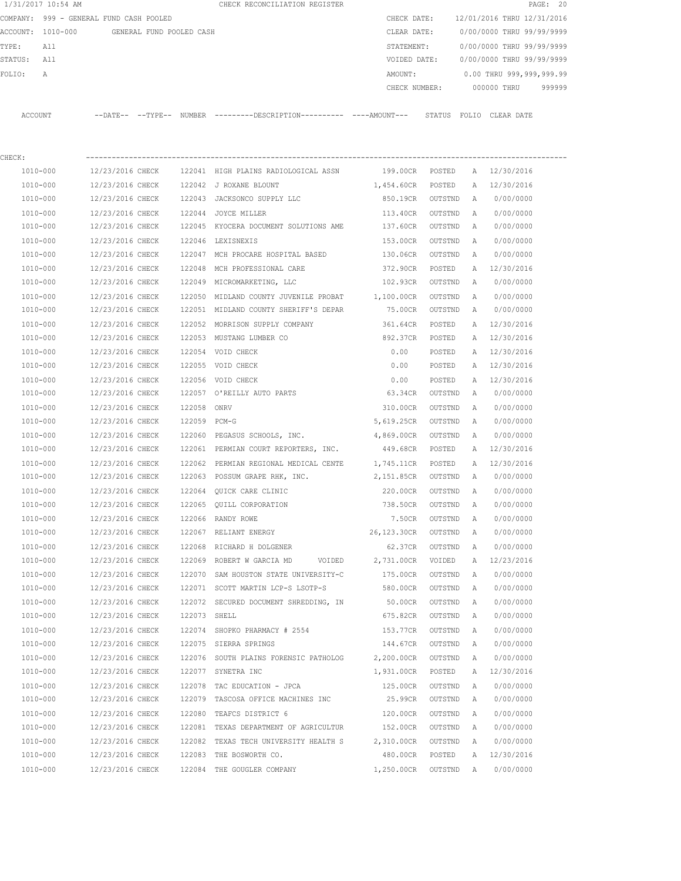1/31/2017 10:54 AM CHECK RECONCILIATION REGISTER

COMPANY: 999 - GENERAL FUND CASH POOLED | CHECK DATE: 12/01/2016 THRU 12/31/2016
ACCOUNT: 1010-000 GENERAL FUND POOLED CASH | CLEAR DATE: 0/00/0000 THRU 99/99/9999
TYPE: All | STATEMENT: 0/00/0000 THRU 99/99/9999
STATUS: All | VOIDED DATE: 0/00/0000 THRU 99/99/9999
FOLIO: A | AMOUNT: 0.00 THRU 999,999,999.99
CHECK NUMBER: 000000 THRU 999999

CHECK:

| ACCOUNT | --DATE-- | --TYPE-- | NUMBER | ---------DESCRIPTION---------- | ----AMOUNT--- | STATUS | FOLIO | CLEAR DATE |
|---|---|---|---|---|---|---|---|---|
| 1010-000 | 12/23/2016 | CHECK | 122041 | HIGH PLAINS RADIOLOGICAL ASSN | 199.00CR | POSTED | A | 12/30/2016 |
| 1010-000 | 12/23/2016 | CHECK | 122042 | J ROXANE BLOUNT | 1,454.60CR | POSTED | A | 12/30/2016 |
| 1010-000 | 12/23/2016 | CHECK | 122043 | JACKSONCO SUPPLY LLC | 850.19CR | OUTSTND | A | 0/00/0000 |
| 1010-000 | 12/23/2016 | CHECK | 122044 | JOYCE MILLER | 113.40CR | OUTSTND | A | 0/00/0000 |
| 1010-000 | 12/23/2016 | CHECK | 122045 | KYOCERA DOCUMENT SOLUTIONS AME | 137.60CR | OUTSTND | A | 0/00/0000 |
| 1010-000 | 12/23/2016 | CHECK | 122046 | LEXISNEXIS | 153.00CR | OUTSTND | A | 0/00/0000 |
| 1010-000 | 12/23/2016 | CHECK | 122047 | MCH PROCARE HOSPITAL BASED | 130.06CR | OUTSTND | A | 0/00/0000 |
| 1010-000 | 12/23/2016 | CHECK | 122048 | MCH PROFESSIONAL CARE | 372.90CR | POSTED | A | 12/30/2016 |
| 1010-000 | 12/23/2016 | CHECK | 122049 | MICROMARKETING, LLC | 102.93CR | OUTSTND | A | 0/00/0000 |
| 1010-000 | 12/23/2016 | CHECK | 122050 | MIDLAND COUNTY JUVENILE PROBAT | 1,100.00CR | OUTSTND | A | 0/00/0000 |
| 1010-000 | 12/23/2016 | CHECK | 122051 | MIDLAND COUNTY SHERIFF'S DEPAR | 75.00CR | OUTSTND | A | 0/00/0000 |
| 1010-000 | 12/23/2016 | CHECK | 122052 | MORRISON SUPPLY COMPANY | 361.64CR | POSTED | A | 12/30/2016 |
| 1010-000 | 12/23/2016 | CHECK | 122053 | MUSTANG LUMBER CO | 892.37CR | POSTED | A | 12/30/2016 |
| 1010-000 | 12/23/2016 | CHECK | 122054 | VOID CHECK | 0.00 | POSTED | A | 12/30/2016 |
| 1010-000 | 12/23/2016 | CHECK | 122055 | VOID CHECK | 0.00 | POSTED | A | 12/30/2016 |
| 1010-000 | 12/23/2016 | CHECK | 122056 | VOID CHECK | 0.00 | POSTED | A | 12/30/2016 |
| 1010-000 | 12/23/2016 | CHECK | 122057 | O'REILLY AUTO PARTS | 63.34CR | OUTSTND | A | 0/00/0000 |
| 1010-000 | 12/23/2016 | CHECK | 122058 | ONRV | 310.00CR | OUTSTND | A | 0/00/0000 |
| 1010-000 | 12/23/2016 | CHECK | 122059 | PCM-G | 5,619.25CR | OUTSTND | A | 0/00/0000 |
| 1010-000 | 12/23/2016 | CHECK | 122060 | PEGASUS SCHOOLS, INC. | 4,869.00CR | OUTSTND | A | 0/00/0000 |
| 1010-000 | 12/23/2016 | CHECK | 122061 | PERMIAN COURT REPORTERS, INC. | 449.68CR | POSTED | A | 12/30/2016 |
| 1010-000 | 12/23/2016 | CHECK | 122062 | PERMIAN REGIONAL MEDICAL CENTE | 1,745.11CR | POSTED | A | 12/30/2016 |
| 1010-000 | 12/23/2016 | CHECK | 122063 | POSSUM GRAPE RHK, INC. | 2,151.85CR | OUTSTND | A | 0/00/0000 |
| 1010-000 | 12/23/2016 | CHECK | 122064 | QUICK CARE CLINIC | 220.00CR | OUTSTND | A | 0/00/0000 |
| 1010-000 | 12/23/2016 | CHECK | 122065 | QUILL CORPORATION | 738.50CR | OUTSTND | A | 0/00/0000 |
| 1010-000 | 12/23/2016 | CHECK | 122066 | RANDY ROWE | 7.50CR | OUTSTND | A | 0/00/0000 |
| 1010-000 | 12/23/2016 | CHECK | 122067 | RELIANT ENERGY | 26,123.30CR | OUTSTND | A | 0/00/0000 |
| 1010-000 | 12/23/2016 | CHECK | 122068 | RICHARD H DOLGENER | 62.37CR | OUTSTND | A | 0/00/0000 |
| 1010-000 | 12/23/2016 | CHECK | 122069 | ROBERT W GARCIA MD VOIDED | 2,731.00CR | VOIDED | A | 12/23/2016 |
| 1010-000 | 12/23/2016 | CHECK | 122070 | SAM HOUSTON STATE UNIVERSITY-C | 175.00CR | OUTSTND | A | 0/00/0000 |
| 1010-000 | 12/23/2016 | CHECK | 122071 | SCOTT MARTIN LCP-S LSOTP-S | 580.00CR | OUTSTND | A | 0/00/0000 |
| 1010-000 | 12/23/2016 | CHECK | 122072 | SECURED DOCUMENT SHREDDING, IN | 50.00CR | OUTSTND | A | 0/00/0000 |
| 1010-000 | 12/23/2016 | CHECK | 122073 | SHELL | 675.82CR | OUTSTND | A | 0/00/0000 |
| 1010-000 | 12/23/2016 | CHECK | 122074 | SHOPKO PHARMACY # 2554 | 153.77CR | OUTSTND | A | 0/00/0000 |
| 1010-000 | 12/23/2016 | CHECK | 122075 | SIERRA SPRINGS | 144.67CR | OUTSTND | A | 0/00/0000 |
| 1010-000 | 12/23/2016 | CHECK | 122076 | SOUTH PLAINS FORENSIC PATHOLOG | 2,200.00CR | OUTSTND | A | 0/00/0000 |
| 1010-000 | 12/23/2016 | CHECK | 122077 | SYNETRA INC | 1,931.00CR | POSTED | A | 12/30/2016 |
| 1010-000 | 12/23/2016 | CHECK | 122078 | TAC EDUCATION - JPCA | 125.00CR | OUTSTND | A | 0/00/0000 |
| 1010-000 | 12/23/2016 | CHECK | 122079 | TASCOSA OFFICE MACHINES INC | 25.99CR | OUTSTND | A | 0/00/0000 |
| 1010-000 | 12/23/2016 | CHECK | 122080 | TEAFCS DISTRICT 6 | 120.00CR | OUTSTND | A | 0/00/0000 |
| 1010-000 | 12/23/2016 | CHECK | 122081 | TEXAS DEPARTMENT OF AGRICULTUR | 152.00CR | OUTSTND | A | 0/00/0000 |
| 1010-000 | 12/23/2016 | CHECK | 122082 | TEXAS TECH UNIVERSITY HEALTH S | 2,310.00CR | OUTSTND | A | 0/00/0000 |
| 1010-000 | 12/23/2016 | CHECK | 122083 | THE BOSWORTH CO. | 480.00CR | POSTED | A | 12/30/2016 |
| 1010-000 | 12/23/2016 | CHECK | 122084 | THE GOUGLER COMPANY | 1,250.00CR | OUTSTND | A | 0/00/0000 |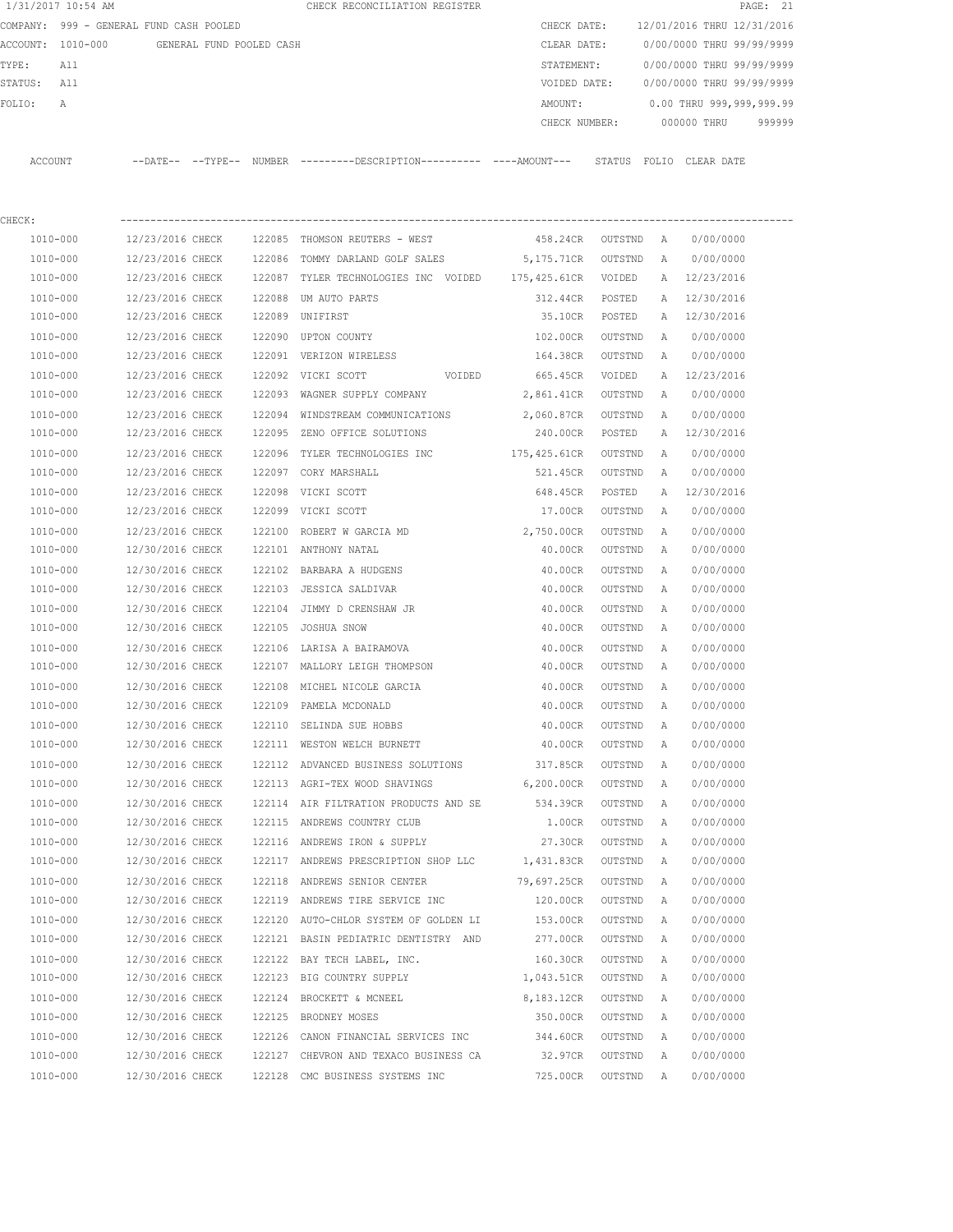1/31/2017 10:54 AM CHECK RECONCILIATION REGISTER

COMPANY: 999 - GENERAL FUND CASH POOLED

ACCOUNT: 1010-000 GENERAL FUND POOLED CASH

TYPE: All

STATUS: All

FOLIO: A

CHECK DATE: 12/01/2016 THRU 12/31/2016

CLEAR DATE: 0/00/0000 THRU 99/99/9999

STATEMENT: 0/00/0000 THRU 99/99/9999

VOIDED DATE: 0/00/0000 THRU 99/99/9999

AMOUNT: 0.00 THRU 999,999,999.99

CHECK NUMBER: 000000 THRU 999999

CHECK:

| ACCOUNT | --DATE-- | --TYPE-- | NUMBER | ---------DESCRIPTION---------- | ----AMOUNT--- | STATUS | FOLIO | CLEAR DATE |
|---|---|---|---|---|---|---|---|---|
| 1010-000 | 12/23/2016 | CHECK | 122085 | THOMSON REUTERS - WEST | 458.24CR | OUTSTND | A | 0/00/0000 |
| 1010-000 | 12/23/2016 | CHECK | 122086 | TOMMY DARLAND GOLF SALES | 5,175.71CR | OUTSTND | A | 0/00/0000 |
| 1010-000 | 12/23/2016 | CHECK | 122087 | TYLER TECHNOLOGIES INC VOIDED | 175,425.61CR | VOIDED | A | 12/23/2016 |
| 1010-000 | 12/23/2016 | CHECK | 122088 | UM AUTO PARTS | 312.44CR | POSTED | A | 12/30/2016 |
| 1010-000 | 12/23/2016 | CHECK | 122089 | UNIFIRST | 35.10CR | POSTED | A | 12/30/2016 |
| 1010-000 | 12/23/2016 | CHECK | 122090 | UPTON COUNTY | 102.00CR | OUTSTND | A | 0/00/0000 |
| 1010-000 | 12/23/2016 | CHECK | 122091 | VERIZON WIRELESS | 164.38CR | OUTSTND | A | 0/00/0000 |
| 1010-000 | 12/23/2016 | CHECK | 122092 | VICKI SCOTT VOIDED | 665.45CR | VOIDED | A | 12/23/2016 |
| 1010-000 | 12/23/2016 | CHECK | 122093 | WAGNER SUPPLY COMPANY | 2,861.41CR | OUTSTND | A | 0/00/0000 |
| 1010-000 | 12/23/2016 | CHECK | 122094 | WINDSTREAM COMMUNICATIONS | 2,060.87CR | OUTSTND | A | 0/00/0000 |
| 1010-000 | 12/23/2016 | CHECK | 122095 | ZENO OFFICE SOLUTIONS | 240.00CR | POSTED | A | 12/30/2016 |
| 1010-000 | 12/23/2016 | CHECK | 122096 | TYLER TECHNOLOGIES INC | 175,425.61CR | OUTSTND | A | 0/00/0000 |
| 1010-000 | 12/23/2016 | CHECK | 122097 | CORY MARSHALL | 521.45CR | OUTSTND | A | 0/00/0000 |
| 1010-000 | 12/23/2016 | CHECK | 122098 | VICKI SCOTT | 648.45CR | POSTED | A | 12/30/2016 |
| 1010-000 | 12/23/2016 | CHECK | 122099 | VICKI SCOTT | 17.00CR | OUTSTND | A | 0/00/0000 |
| 1010-000 | 12/23/2016 | CHECK | 122100 | ROBERT W GARCIA MD | 2,750.00CR | OUTSTND | A | 0/00/0000 |
| 1010-000 | 12/30/2016 | CHECK | 122101 | ANTHONY NATAL | 40.00CR | OUTSTND | A | 0/00/0000 |
| 1010-000 | 12/30/2016 | CHECK | 122102 | BARBARA A HUDGENS | 40.00CR | OUTSTND | A | 0/00/0000 |
| 1010-000 | 12/30/2016 | CHECK | 122103 | JESSICA SALDIVAR | 40.00CR | OUTSTND | A | 0/00/0000 |
| 1010-000 | 12/30/2016 | CHECK | 122104 | JIMMY D CRENSHAW JR | 40.00CR | OUTSTND | A | 0/00/0000 |
| 1010-000 | 12/30/2016 | CHECK | 122105 | JOSHUA SNOW | 40.00CR | OUTSTND | A | 0/00/0000 |
| 1010-000 | 12/30/2016 | CHECK | 122106 | LARISA A BAIRAMOVA | 40.00CR | OUTSTND | A | 0/00/0000 |
| 1010-000 | 12/30/2016 | CHECK | 122107 | MALLORY LEIGH THOMPSON | 40.00CR | OUTSTND | A | 0/00/0000 |
| 1010-000 | 12/30/2016 | CHECK | 122108 | MICHEL NICOLE GARCIA | 40.00CR | OUTSTND | A | 0/00/0000 |
| 1010-000 | 12/30/2016 | CHECK | 122109 | PAMELA MCDONALD | 40.00CR | OUTSTND | A | 0/00/0000 |
| 1010-000 | 12/30/2016 | CHECK | 122110 | SELINDA SUE HOBBS | 40.00CR | OUTSTND | A | 0/00/0000 |
| 1010-000 | 12/30/2016 | CHECK | 122111 | WESTON WELCH BURNETT | 40.00CR | OUTSTND | A | 0/00/0000 |
| 1010-000 | 12/30/2016 | CHECK | 122112 | ADVANCED BUSINESS SOLUTIONS | 317.85CR | OUTSTND | A | 0/00/0000 |
| 1010-000 | 12/30/2016 | CHECK | 122113 | AGRI-TEX WOOD SHAVINGS | 6,200.00CR | OUTSTND | A | 0/00/0000 |
| 1010-000 | 12/30/2016 | CHECK | 122114 | AIR FILTRATION PRODUCTS AND SE | 534.39CR | OUTSTND | A | 0/00/0000 |
| 1010-000 | 12/30/2016 | CHECK | 122115 | ANDREWS COUNTRY CLUB | 1.00CR | OUTSTND | A | 0/00/0000 |
| 1010-000 | 12/30/2016 | CHECK | 122116 | ANDREWS IRON & SUPPLY | 27.30CR | OUTSTND | A | 0/00/0000 |
| 1010-000 | 12/30/2016 | CHECK | 122117 | ANDREWS PRESCRIPTION SHOP LLC | 1,431.83CR | OUTSTND | A | 0/00/0000 |
| 1010-000 | 12/30/2016 | CHECK | 122118 | ANDREWS SENIOR CENTER | 79,697.25CR | OUTSTND | A | 0/00/0000 |
| 1010-000 | 12/30/2016 | CHECK | 122119 | ANDREWS TIRE SERVICE INC | 120.00CR | OUTSTND | A | 0/00/0000 |
| 1010-000 | 12/30/2016 | CHECK | 122120 | AUTO-CHLOR SYSTEM OF GOLDEN LI | 153.00CR | OUTSTND | A | 0/00/0000 |
| 1010-000 | 12/30/2016 | CHECK | 122121 | BASIN PEDIATRIC DENTISTRY AND | 277.00CR | OUTSTND | A | 0/00/0000 |
| 1010-000 | 12/30/2016 | CHECK | 122122 | BAY TECH LABEL, INC. | 160.30CR | OUTSTND | A | 0/00/0000 |
| 1010-000 | 12/30/2016 | CHECK | 122123 | BIG COUNTRY SUPPLY | 1,043.51CR | OUTSTND | A | 0/00/0000 |
| 1010-000 | 12/30/2016 | CHECK | 122124 | BROCKETT & MCNEEL | 8,183.12CR | OUTSTND | A | 0/00/0000 |
| 1010-000 | 12/30/2016 | CHECK | 122125 | BRODNEY MOSES | 350.00CR | OUTSTND | A | 0/00/0000 |
| 1010-000 | 12/30/2016 | CHECK | 122126 | CANON FINANCIAL SERVICES INC | 344.60CR | OUTSTND | A | 0/00/0000 |
| 1010-000 | 12/30/2016 | CHECK | 122127 | CHEVRON AND TEXACO BUSINESS CA | 32.97CR | OUTSTND | A | 0/00/0000 |
| 1010-000 | 12/30/2016 | CHECK | 122128 | CMC BUSINESS SYSTEMS INC | 725.00CR | OUTSTND | A | 0/00/0000 |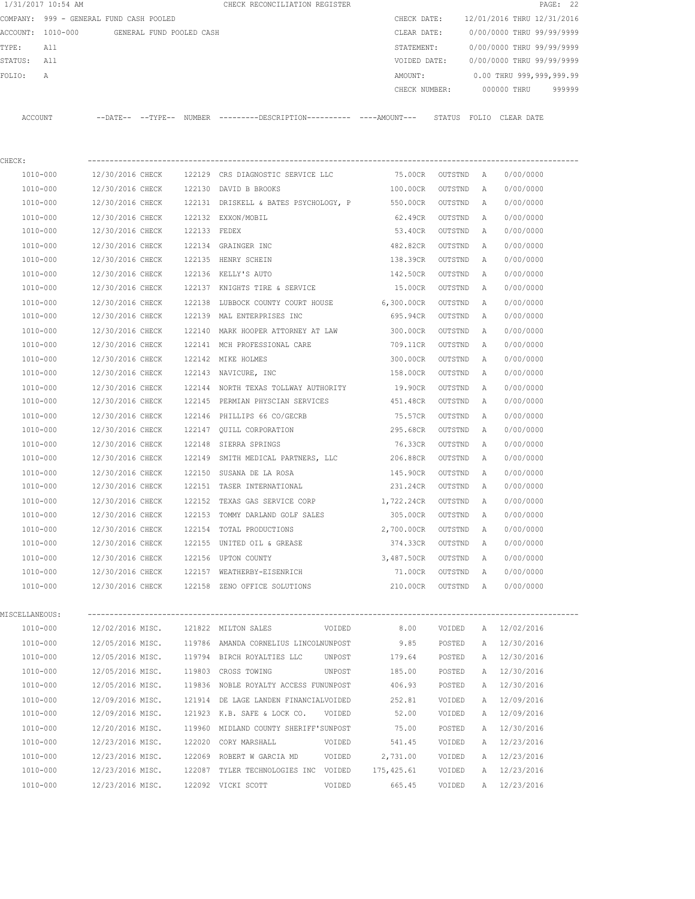1/31/2017 10:54 AM CHECK RECONCILIATION REGISTER

COMPANY: 999 - GENERAL FUND CASH POOLED
ACCOUNT: 1010-000 GENERAL FUND POOLED CASH
TYPE: All
STATUS: All
FOLIO: A

CHECK DATE: 12/01/2016 THRU 12/31/2016
CLEAR DATE: 0/00/0000 THRU 99/99/9999
STATEMENT: 0/00/0000 THRU 99/99/9999
VOIDED DATE: 0/00/0000 THRU 99/99/9999
AMOUNT: 0.00 THRU 999,999,999.99
CHECK NUMBER: 000000 THRU 999999

| ACCOUNT | --DATE-- | --TYPE-- | NUMBER | ---------DESCRIPTION---------- | ----AMOUNT--- | STATUS | FOLIO | CLEAR DATE |
|---|---|---|---|---|---|---|---|---|
| CHECK: | | | | | | | | |
| 1010-000 | 12/30/2016 | CHECK | 122129 | CRS DIAGNOSTIC SERVICE LLC | 75.00CR | OUTSTND | A | 0/00/0000 |
| 1010-000 | 12/30/2016 | CHECK | 122130 | DAVID B BROOKS | 100.00CR | OUTSTND | A | 0/00/0000 |
| 1010-000 | 12/30/2016 | CHECK | 122131 | DRISKELL & BATES PSYCHOLOGY, P | 550.00CR | OUTSTND | A | 0/00/0000 |
| 1010-000 | 12/30/2016 | CHECK | 122132 | EXXON/MOBIL | 62.49CR | OUTSTND | A | 0/00/0000 |
| 1010-000 | 12/30/2016 | CHECK | 122133 | FEDEX | 53.40CR | OUTSTND | A | 0/00/0000 |
| 1010-000 | 12/30/2016 | CHECK | 122134 | GRAINGER INC | 482.82CR | OUTSTND | A | 0/00/0000 |
| 1010-000 | 12/30/2016 | CHECK | 122135 | HENRY SCHEIN | 138.39CR | OUTSTND | A | 0/00/0000 |
| 1010-000 | 12/30/2016 | CHECK | 122136 | KELLY'S AUTO | 142.50CR | OUTSTND | A | 0/00/0000 |
| 1010-000 | 12/30/2016 | CHECK | 122137 | KNIGHTS TIRE & SERVICE | 15.00CR | OUTSTND | A | 0/00/0000 |
| 1010-000 | 12/30/2016 | CHECK | 122138 | LUBBOCK COUNTY COURT HOUSE | 6,300.00CR | OUTSTND | A | 0/00/0000 |
| 1010-000 | 12/30/2016 | CHECK | 122139 | MAL ENTERPRISES INC | 695.94CR | OUTSTND | A | 0/00/0000 |
| 1010-000 | 12/30/2016 | CHECK | 122140 | MARK HOOPER ATTORNEY AT LAW | 300.00CR | OUTSTND | A | 0/00/0000 |
| 1010-000 | 12/30/2016 | CHECK | 122141 | MCH PROFESSIONAL CARE | 709.11CR | OUTSTND | A | 0/00/0000 |
| 1010-000 | 12/30/2016 | CHECK | 122142 | MIKE HOLMES | 300.00CR | OUTSTND | A | 0/00/0000 |
| 1010-000 | 12/30/2016 | CHECK | 122143 | NAVICURE, INC | 158.00CR | OUTSTND | A | 0/00/0000 |
| 1010-000 | 12/30/2016 | CHECK | 122144 | NORTH TEXAS TOLLWAY AUTHORITY | 19.90CR | OUTSTND | A | 0/00/0000 |
| 1010-000 | 12/30/2016 | CHECK | 122145 | PERMIAN PHYSCIAN SERVICES | 451.48CR | OUTSTND | A | 0/00/0000 |
| 1010-000 | 12/30/2016 | CHECK | 122146 | PHILLIPS 66 CO/GECRB | 75.57CR | OUTSTND | A | 0/00/0000 |
| 1010-000 | 12/30/2016 | CHECK | 122147 | QUILL CORPORATION | 295.68CR | OUTSTND | A | 0/00/0000 |
| 1010-000 | 12/30/2016 | CHECK | 122148 | SIERRA SPRINGS | 76.33CR | OUTSTND | A | 0/00/0000 |
| 1010-000 | 12/30/2016 | CHECK | 122149 | SMITH MEDICAL PARTNERS, LLC | 206.88CR | OUTSTND | A | 0/00/0000 |
| 1010-000 | 12/30/2016 | CHECK | 122150 | SUSANA DE LA ROSA | 145.90CR | OUTSTND | A | 0/00/0000 |
| 1010-000 | 12/30/2016 | CHECK | 122151 | TASER INTERNATIONAL | 231.24CR | OUTSTND | A | 0/00/0000 |
| 1010-000 | 12/30/2016 | CHECK | 122152 | TEXAS GAS SERVICE CORP | 1,722.24CR | OUTSTND | A | 0/00/0000 |
| 1010-000 | 12/30/2016 | CHECK | 122153 | TOMMY DARLAND GOLF SALES | 305.00CR | OUTSTND | A | 0/00/0000 |
| 1010-000 | 12/30/2016 | CHECK | 122154 | TOTAL PRODUCTIONS | 2,700.00CR | OUTSTND | A | 0/00/0000 |
| 1010-000 | 12/30/2016 | CHECK | 122155 | UNITED OIL & GREASE | 374.33CR | OUTSTND | A | 0/00/0000 |
| 1010-000 | 12/30/2016 | CHECK | 122156 | UPTON COUNTY | 3,487.50CR | OUTSTND | A | 0/00/0000 |
| 1010-000 | 12/30/2016 | CHECK | 122157 | WEATHERBY-EISENRICH | 71.00CR | OUTSTND | A | 0/00/0000 |
| 1010-000 | 12/30/2016 | CHECK | 122158 | ZENO OFFICE SOLUTIONS | 210.00CR | OUTSTND | A | 0/00/0000 |
| MISCELLANEOUS: | | | | | | | | |
| 1010-000 | 12/02/2016 | MISC. | 121822 | MILTON SALES VOIDED | 8.00 | VOIDED | A | 12/02/2016 |
| 1010-000 | 12/05/2016 | MISC. | 119786 | AMANDA CORNELIUS LINCOLNUNPOST | 9.85 | POSTED | A | 12/30/2016 |
| 1010-000 | 12/05/2016 | MISC. | 119794 | BIRCH ROYALTIES LLC UNPOST | 179.64 | POSTED | A | 12/30/2016 |
| 1010-000 | 12/05/2016 | MISC. | 119803 | CROSS TOWING UNPOST | 185.00 | POSTED | A | 12/30/2016 |
| 1010-000 | 12/05/2016 | MISC. | 119836 | NOBLE ROYALTY ACCESS FUNUNPOST | 406.93 | POSTED | A | 12/30/2016 |
| 1010-000 | 12/09/2016 | MISC. | 121914 | DE LAGE LANDEN FINANCIALVOIDED | 252.81 | VOIDED | A | 12/09/2016 |
| 1010-000 | 12/09/2016 | MISC. | 121923 | K.B. SAFE & LOCK CO. VOIDED | 52.00 | VOIDED | A | 12/09/2016 |
| 1010-000 | 12/20/2016 | MISC. | 119960 | MIDLAND COUNTY SHERIFF'SUNPOST | 75.00 | POSTED | A | 12/30/2016 |
| 1010-000 | 12/23/2016 | MISC. | 122020 | CORY MARSHALL VOIDED | 541.45 | VOIDED | A | 12/23/2016 |
| 1010-000 | 12/23/2016 | MISC. | 122069 | ROBERT W GARCIA MD VOIDED | 2,731.00 | VOIDED | A | 12/23/2016 |
| 1010-000 | 12/23/2016 | MISC. | 122087 | TYLER TECHNOLOGIES INC VOIDED | 175,425.61 | VOIDED | A | 12/23/2016 |
| 1010-000 | 12/23/2016 | MISC. | 122092 | VICKI SCOTT VOIDED | 665.45 | VOIDED | A | 12/23/2016 |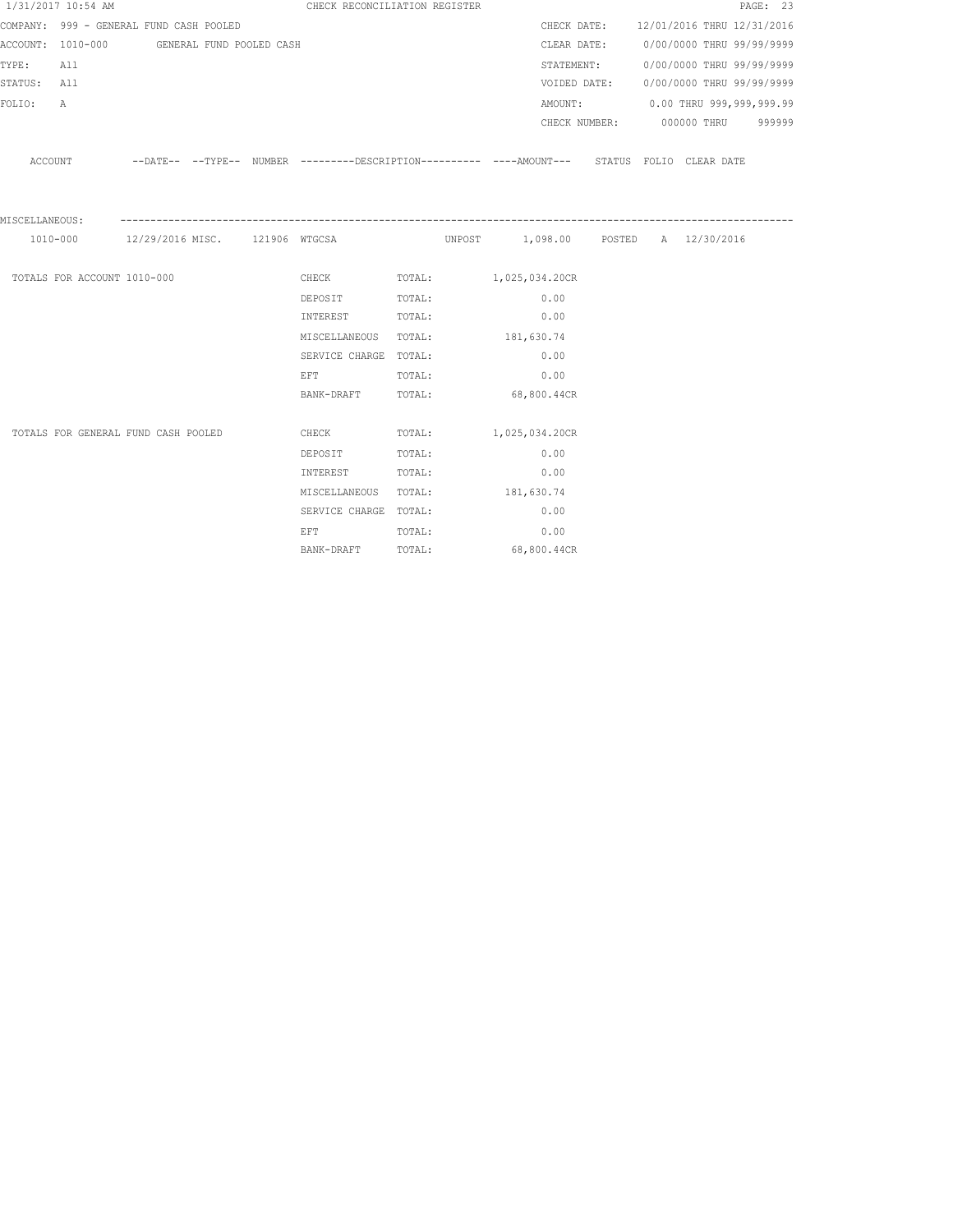1/31/2017 10:54 AM CHECK RECONCILIATION REGISTER

COMPANY: 999 - GENERAL FUND CASH POOLED

ACCOUNT: 1010-000 GENERAL FUND POOLED CASH

TYPE: All

STATUS: All

FOLIO: A

CHECK DATE: 12/01/2016 THRU 12/31/2016

CLEAR DATE: 0/00/0000 THRU 99/99/9999

STATEMENT: 0/00/0000 THRU 99/99/9999

VOIDED DATE: 0/00/0000 THRU 99/99/9999

AMOUNT: 0.00 THRU 999,999,999.99

CHECK NUMBER: 000000 THRU 999999

| ACCOUNT | --DATE-- | --TYPE-- | NUMBER | ---------DESCRIPTION---------- | ----AMOUNT--- | STATUS | FOLIO | CLEAR DATE |
|---|---|---|---|---|---|---|---|---|
| MISCELLANEOUS: | | | | | | | | |
| 1010-000 | 12/29/2016 | MISC. | 121906 | WTGCSA UNPOST | 1,098.00 | POSTED | A | 12/30/2016 |

| | | | |
|---|---|---|---|
| TOTALS FOR ACCOUNT 1010-000 | CHECK | TOTAL: | 1,025,034.20CR |
| | DEPOSIT | TOTAL: | 0.00 |
| | INTEREST | TOTAL: | 0.00 |
| | MISCELLANEOUS | TOTAL: | 181,630.74 |
| | SERVICE CHARGE | TOTAL: | 0.00 |
| | EFT | TOTAL: | 0.00 |
| | BANK-DRAFT | TOTAL: | 68,800.44CR |
| TOTALS FOR GENERAL FUND CASH POOLED | CHECK | TOTAL: | 1,025,034.20CR |
| | DEPOSIT | TOTAL: | 0.00 |
| | INTEREST | TOTAL: | 0.00 |
| | MISCELLANEOUS | TOTAL: | 181,630.74 |
| | SERVICE CHARGE | TOTAL: | 0.00 |
| | EFT | TOTAL: | 0.00 |
| | BANK-DRAFT | TOTAL: | 68,800.44CR |